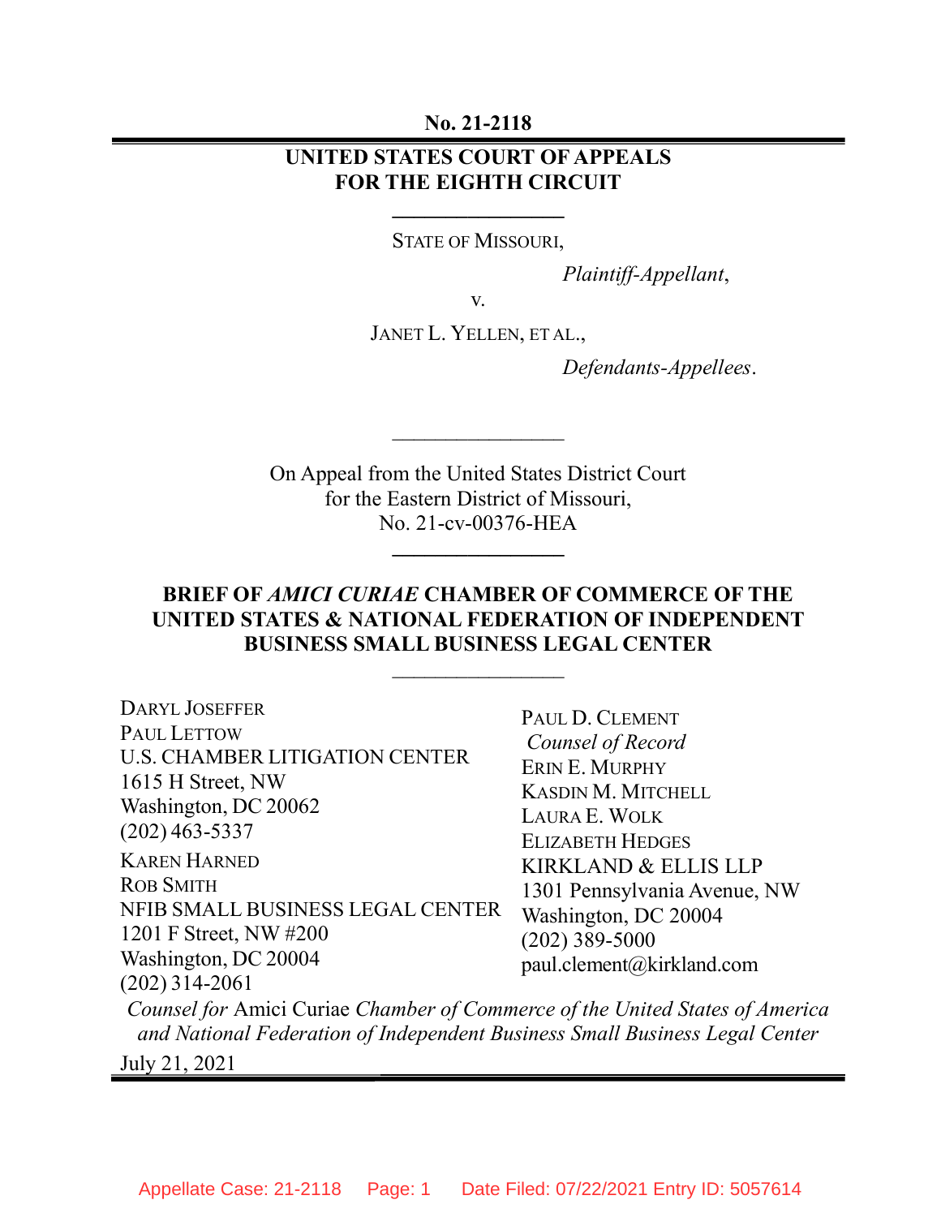**No. 21-2118**

**UNITED STATES COURT OF APPEALS**
**FOR THE EIGHTH CIRCUIT**

---

STATE OF MISSOURI,

*Plaintiff-Appellant*,

v.

JANET L. YELLEN, ET AL.,

*Defendants-Appellees*.

---

On Appeal from the United States District Court
for the Eastern District of Missouri,
No. 21-cv-00376-HEA

---

**BRIEF OF *AMICI CURIAE* CHAMBER OF COMMERCE OF THE UNITED STATES & NATIONAL FEDERATION OF INDEPENDENT BUSINESS SMALL BUSINESS LEGAL CENTER**

---

DARYL JOSEFFER
PAUL LETTOW
U.S. CHAMBER LITIGATION CENTER
1615 H Street, NW
Washington, DC 20062
(202) 463-5337

KAREN HARNED
ROB SMITH
NFIB SMALL BUSINESS LEGAL CENTER
1201 F Street, NW #200
Washington, DC 20004
(202) 314-2061

PAUL D. CLEMENT
*Counsel of Record*
ERIN E. MURPHY
KASDIN M. MITCHELL
LAURA E. WOLK
ELIZABETH HEDGES
KIRKLAND & ELLIS LLP
1301 Pennsylvania Avenue, NW
Washington, DC 20004
(202) 389-5000
paul.clement@kirkland.com

*Counsel for* Amici Curiae *Chamber of Commerce of the United States of America and National Federation of Independent Business Small Business Legal Center*

July 21, 2021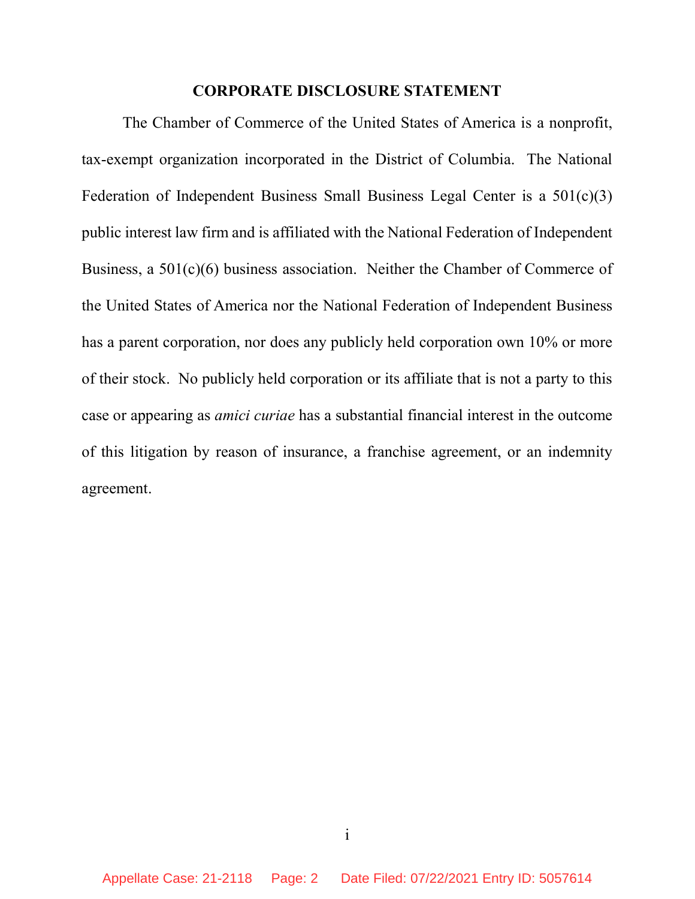## CORPORATE DISCLOSURE STATEMENT

The Chamber of Commerce of the United States of America is a nonprofit, tax-exempt organization incorporated in the District of Columbia. The National Federation of Independent Business Small Business Legal Center is a 501(c)(3) public interest law firm and is affiliated with the National Federation of Independent Business, a 501(c)(6) business association. Neither the Chamber of Commerce of the United States of America nor the National Federation of Independent Business has a parent corporation, nor does any publicly held corporation own 10% or more of their stock. No publicly held corporation or its affiliate that is not a party to this case or appearing as *amici curiae* has a substantial financial interest in the outcome of this litigation by reason of insurance, a franchise agreement, or an indemnity agreement.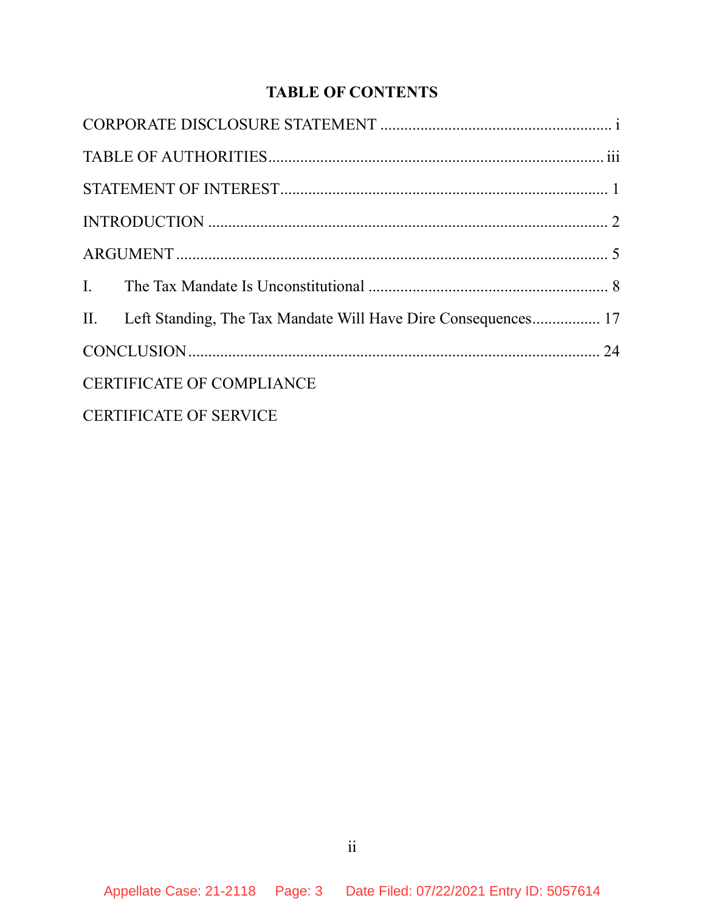## TABLE OF CONTENTS

CORPORATE DISCLOSURE STATEMENT .......................................................... i

TABLE OF AUTHORITIES................................................................................... iii

STATEMENT OF INTEREST................................................................................ 1

INTRODUCTION .................................................................................................. 2

ARGUMENT .......................................................................................................... 5

I. The Tax Mandate Is Unconstitutional ............................................................ 8

II. Left Standing, The Tax Mandate Will Have Dire Consequences................. 17

CONCLUSION ...................................................................................................... 24

CERTIFICATE OF COMPLIANCE

CERTIFICATE OF SERVICE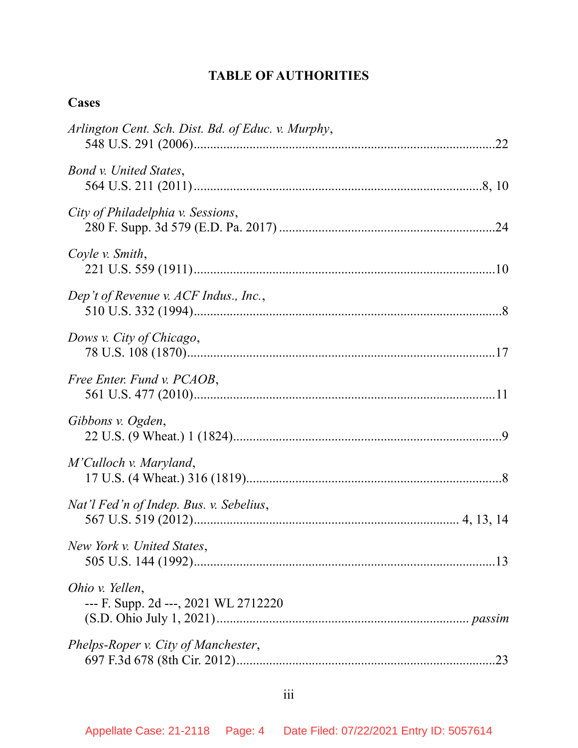# TABLE OF AUTHORITIES

## Cases

*Arlington Cent. Sch. Dist. Bd. of Educ. v. Murphy*,
548 U.S. 291 (2006)..........................................................................................22

*Bond v. United States*,
564 U.S. 211 (2011)........................................................................................8, 10

*City of Philadelphia v. Sessions*,
280 F. Supp. 3d 579 (E.D. Pa. 2017) ..................................................................24

*Coyle v. Smith*,
221 U.S. 559 (1911)..........................................................................................10

*Dep't of Revenue v. ACF Indus., Inc.*,
510 U.S. 332 (1994)............................................................................................8

*Dows v. City of Chicago*,
78 U.S. 108 (1870).............................................................................................17

*Free Enter. Fund v. PCAOB*,
561 U.S. 477 (2010)..........................................................................................11

*Gibbons v. Ogden*,
22 U.S. (9 Wheat.) 1 (1824).................................................................................9

*M'Culloch v. Maryland*,
17 U.S. (4 Wheat.) 316 (1819).............................................................................8

*Nat'l Fed'n of Indep. Bus. v. Sebelius*,
567 U.S. 519 (2012)............................................................................... 4, 13, 14

*New York v. United States*,
505 U.S. 144 (1992)..........................................................................................13

*Ohio v. Yellen*,
--- F. Supp. 2d ---, 2021 WL 2712220
(S.D. Ohio July 1, 2021)............................................................................ *passim*

*Phelps-Roper v. City of Manchester*,
697 F.3d 678 (8th Cir. 2012)..............................................................................23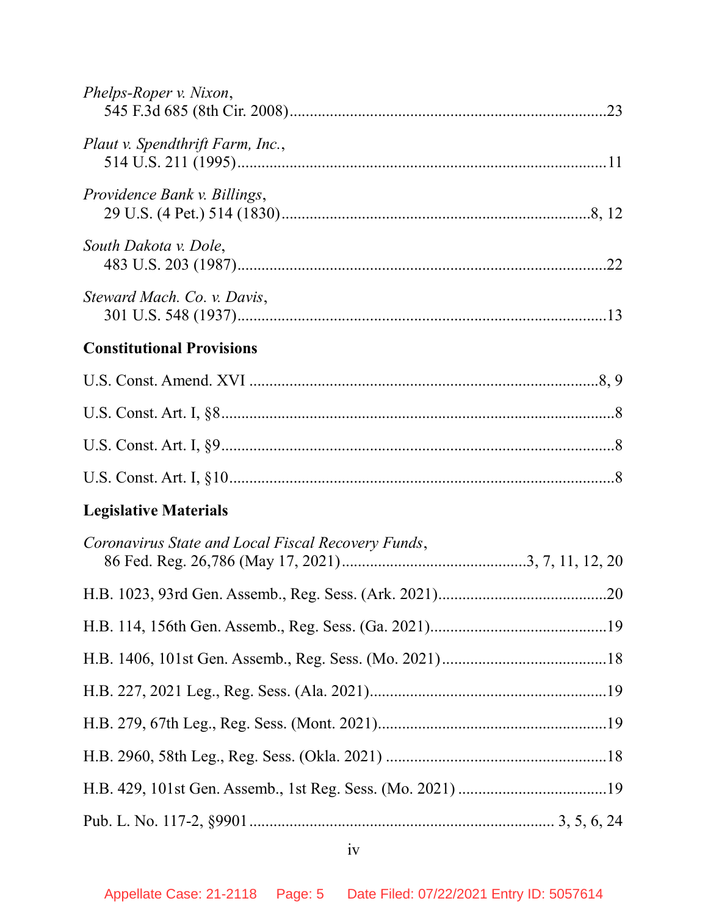*Phelps-Roper v. Nixon*,
545 F.3d 685 (8th Cir. 2008)........................................................................23

*Plaut v. Spendthrift Farm, Inc.*,
514 U.S. 211 (1995)....................................................................................11

*Providence Bank v. Billings*,
29 U.S. (4 Pet.) 514 (1830)......................................................................8, 12

*South Dakota v. Dole*,
483 U.S. 203 (1987)....................................................................................22

*Steward Mach. Co. v. Davis*,
301 U.S. 548 (1937)....................................................................................13

**Constitutional Provisions**

U.S. Const. Amend. XVI ........................................................................8, 9

U.S. Const. Art. I, §8.......................................................................................8

U.S. Const. Art. I, §9.......................................................................................8

U.S. Const. Art. I, §10.....................................................................................8

**Legislative Materials**

*Coronavirus State and Local Fiscal Recovery Funds*,
86 Fed. Reg. 26,786 (May 17, 2021)..........................................3, 7, 11, 12, 20

H.B. 1023, 93rd Gen. Assemb., Reg. Sess. (Ark. 2021)......................................20

H.B. 114, 156th Gen. Assemb., Reg. Sess. (Ga. 2021)........................................19

H.B. 1406, 101st Gen. Assemb., Reg. Sess. (Mo. 2021).....................................18

H.B. 227, 2021 Leg., Reg. Sess. (Ala. 2021).....................................................19

H.B. 279, 67th Leg., Reg. Sess. (Mont. 2021)....................................................19

H.B. 2960, 58th Leg., Reg. Sess. (Okla. 2021) ..................................................18

H.B. 429, 101st Gen. Assemb., 1st Reg. Sess. (Mo. 2021) .................................19

Pub. L. No. 117-2, §9901 ........................................................................ 3, 5, 6, 24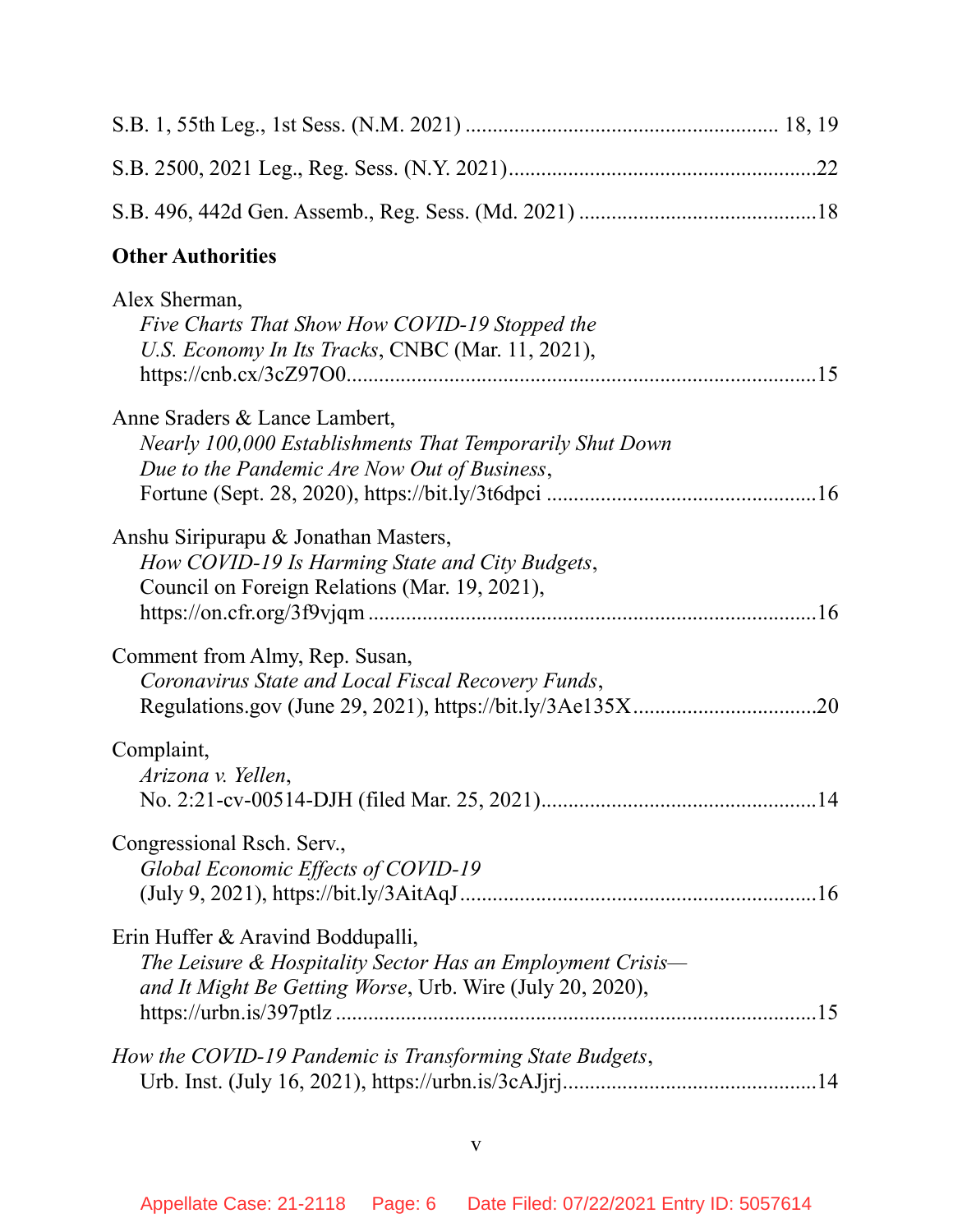S.B. 1, 55th Leg., 1st Sess. (N.M. 2021) ........................................................ 18, 19

S.B. 2500, 2021 Leg., Reg. Sess. (N.Y. 2021)........................................................22

S.B. 496, 442d Gen. Assemb., Reg. Sess. (Md. 2021) ...........................................18

**Other Authorities**

Alex Sherman,
*Five Charts That Show How COVID-19 Stopped the U.S. Economy In Its Tracks*, CNBC (Mar. 11, 2021), https://cnb.cx/3cZ97O0......................................................................................15

Anne Sraders & Lance Lambert,
*Nearly 100,000 Establishments That Temporarily Shut Down Due to the Pandemic Are Now Out of Business*, Fortune (Sept. 28, 2020), https://bit.ly/3t6dpci .................................................16

Anshu Siripurapu & Jonathan Masters,
*How COVID-19 Is Harming State and City Budgets*, Council on Foreign Relations (Mar. 19, 2021), https://on.cfr.org/3f9vjqm ..................................................................................16

Comment from Almy, Rep. Susan,
*Coronavirus State and Local Fiscal Recovery Funds*, Regulations.gov (June 29, 2021), https://bit.ly/3Ae135X.................................20

Complaint,
*Arizona v. Yellen*, No. 2:21-cv-00514-DJH (filed Mar. 25, 2021)..................................................14

Congressional Rsch. Serv.,
*Global Economic Effects of COVID-19* (July 9, 2021), https://bit.ly/3AitAqJ.................................................................16

Erin Huffer & Aravind Boddupalli,
*The Leisure & Hospitality Sector Has an Employment Crisis—and It Might Be Getting Worse*, Urb. Wire (July 20, 2020), https://urbn.is/397ptlz .......................................................................................15

*How the COVID-19 Pandemic is Transforming State Budgets*, Urb. Inst. (July 16, 2021), https://urbn.is/3cAJjrj...............................................14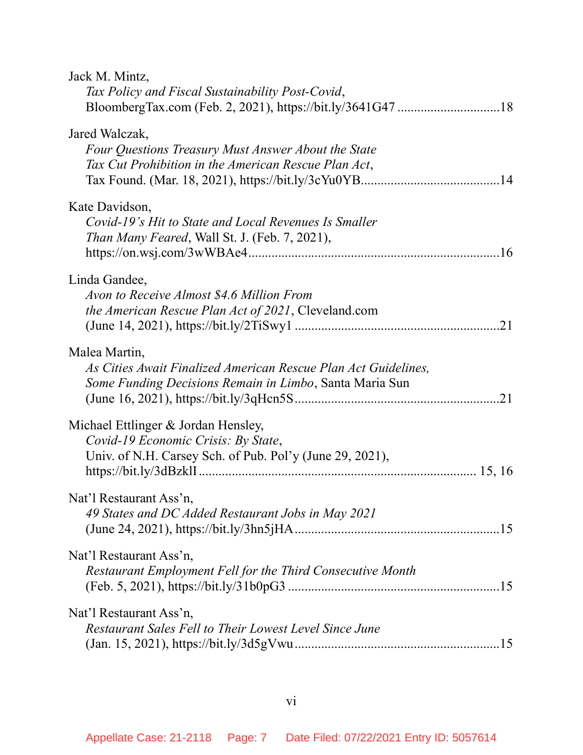Jack M. Mintz,
*Tax Policy and Fiscal Sustainability Post-Covid*,
BloombergTax.com (Feb. 2, 2021), https://bit.ly/3641G47 ..............................18

Jared Walczak,
*Four Questions Treasury Must Answer About the State Tax Cut Prohibition in the American Rescue Plan Act*,
Tax Found. (Mar. 18, 2021), https://bit.ly/3cYu0YB.........................................14

Kate Davidson,
*Covid-19's Hit to State and Local Revenues Is Smaller Than Many Feared*, Wall St. J. (Feb. 7, 2021),
https://on.wsj.com/3wWBAe4..........................................................................16

Linda Gandee,
*Avon to Receive Almost $4.6 Million From the American Rescue Plan Act of 2021*, Cleveland.com
(June 14, 2021), https://bit.ly/2TiSwy1 ............................................................21

Malea Martin,
*As Cities Await Finalized American Rescue Plan Act Guidelines, Some Funding Decisions Remain in Limbo*, Santa Maria Sun
(June 16, 2021), https://bit.ly/3qHcn5S............................................................21

Michael Ettlinger & Jordan Hensley,
*Covid-19 Economic Crisis: By State*,
Univ. of N.H. Carsey Sch. of Pub. Pol'y (June 29, 2021),
https://bit.ly/3dBzklI .................................................................................. 15, 16

Nat'l Restaurant Ass'n,
*49 States and DC Added Restaurant Jobs in May 2021*
(June 24, 2021), https://bit.ly/3hn5jHA............................................................15

Nat'l Restaurant Ass'n,
*Restaurant Employment Fell for the Third Consecutive Month*
(Feb. 5, 2021), https://bit.ly/31b0pG3 ..............................................................15

Nat'l Restaurant Ass'n,
*Restaurant Sales Fell to Their Lowest Level Since June*
(Jan. 15, 2021), https://bit.ly/3d5gVwu............................................................15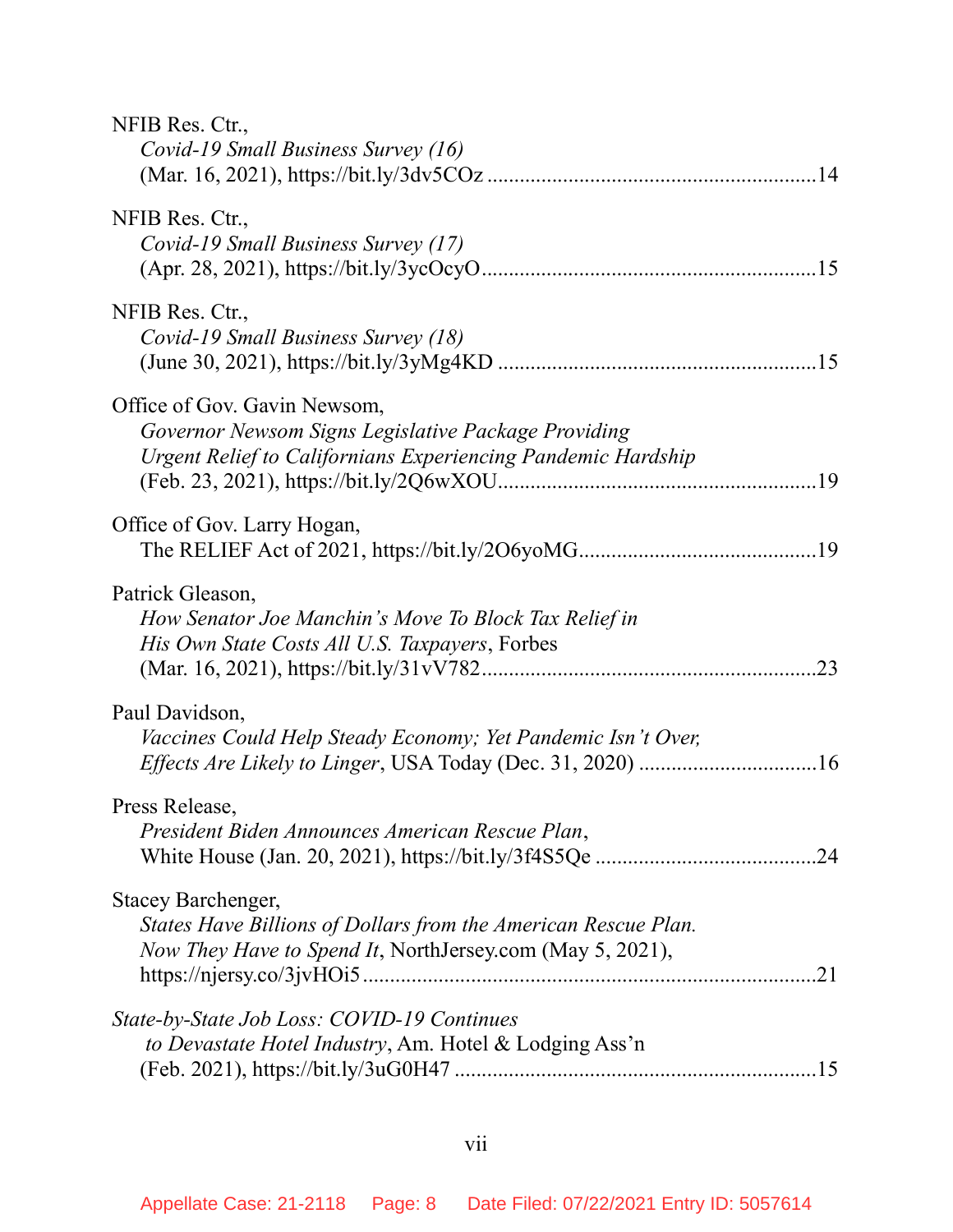NFIB Res. Ctr.,
*Covid-19 Small Business Survey (16)*
(Mar. 16, 2021), https://bit.ly/3dv5COz ............................................................14

NFIB Res. Ctr.,
*Covid-19 Small Business Survey (17)*
(Apr. 28, 2021), https://bit.ly/3ycOcyO.............................................................15

NFIB Res. Ctr.,
*Covid-19 Small Business Survey (18)*
(June 30, 2021), https://bit.ly/3yMg4KD ..........................................................15

Office of Gov. Gavin Newsom,
*Governor Newsom Signs Legislative Package Providing Urgent Relief to Californians Experiencing Pandemic Hardship*
(Feb. 23, 2021), https://bit.ly/2Q6wXOU..........................................................19

Office of Gov. Larry Hogan,
The RELIEF Act of 2021, https://bit.ly/2O6yoMG...........................................19

Patrick Gleason,
*How Senator Joe Manchin's Move To Block Tax Relief in His Own State Costs All U.S. Taxpayers*, Forbes
(Mar. 16, 2021), https://bit.ly/31vV782.............................................................23

Paul Davidson,
*Vaccines Could Help Steady Economy; Yet Pandemic Isn't Over, Effects Are Likely to Linger*, USA Today (Dec. 31, 2020) ................................16

Press Release,
*President Biden Announces American Rescue Plan*,
White House (Jan. 20, 2021), https://bit.ly/3f4S5Qe ........................................24

Stacey Barchenger,
*States Have Billions of Dollars from the American Rescue Plan. Now They Have to Spend It*, NorthJersey.com (May 5, 2021),
https://njersy.co/3jvHOi5..................................................................................21

*State-by-State Job Loss: COVID-19 Continues to Devastate Hotel Industry*, Am. Hotel & Lodging Ass'n
(Feb. 2021), https://bit.ly/3uG0H47 ..................................................................15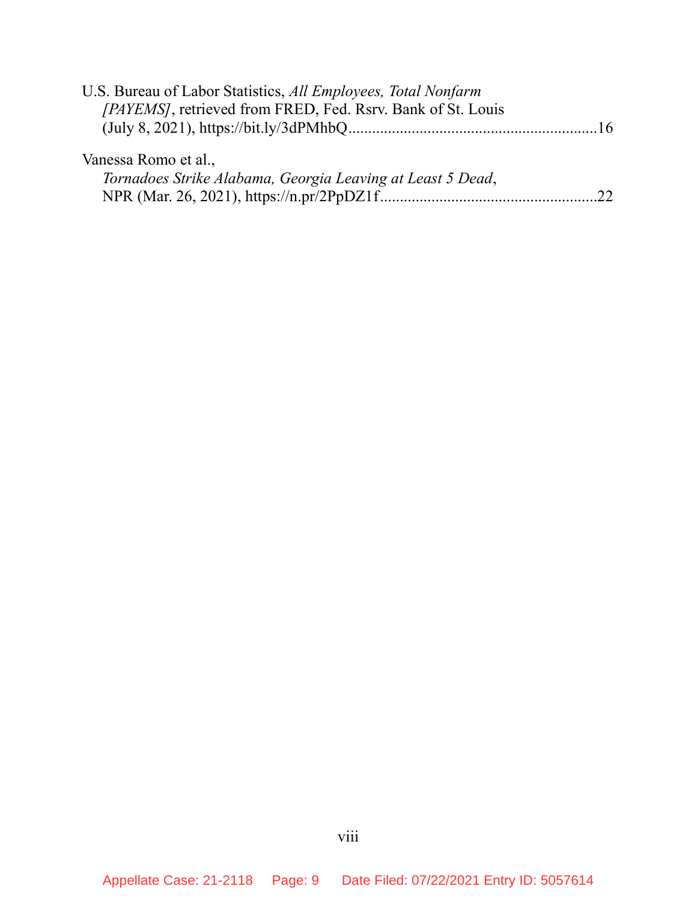U.S. Bureau of Labor Statistics, *All Employees, Total Nonfarm [PAYEMS]*, retrieved from FRED, Fed. Rsrv. Bank of St. Louis (July 8, 2021), https://bit.ly/3dPMhbQ..............................................................16

Vanessa Romo et al., *Tornadoes Strike Alabama, Georgia Leaving at Least 5 Dead*, NPR (Mar. 26, 2021), https://n.pr/2PpDZ1f......................................................22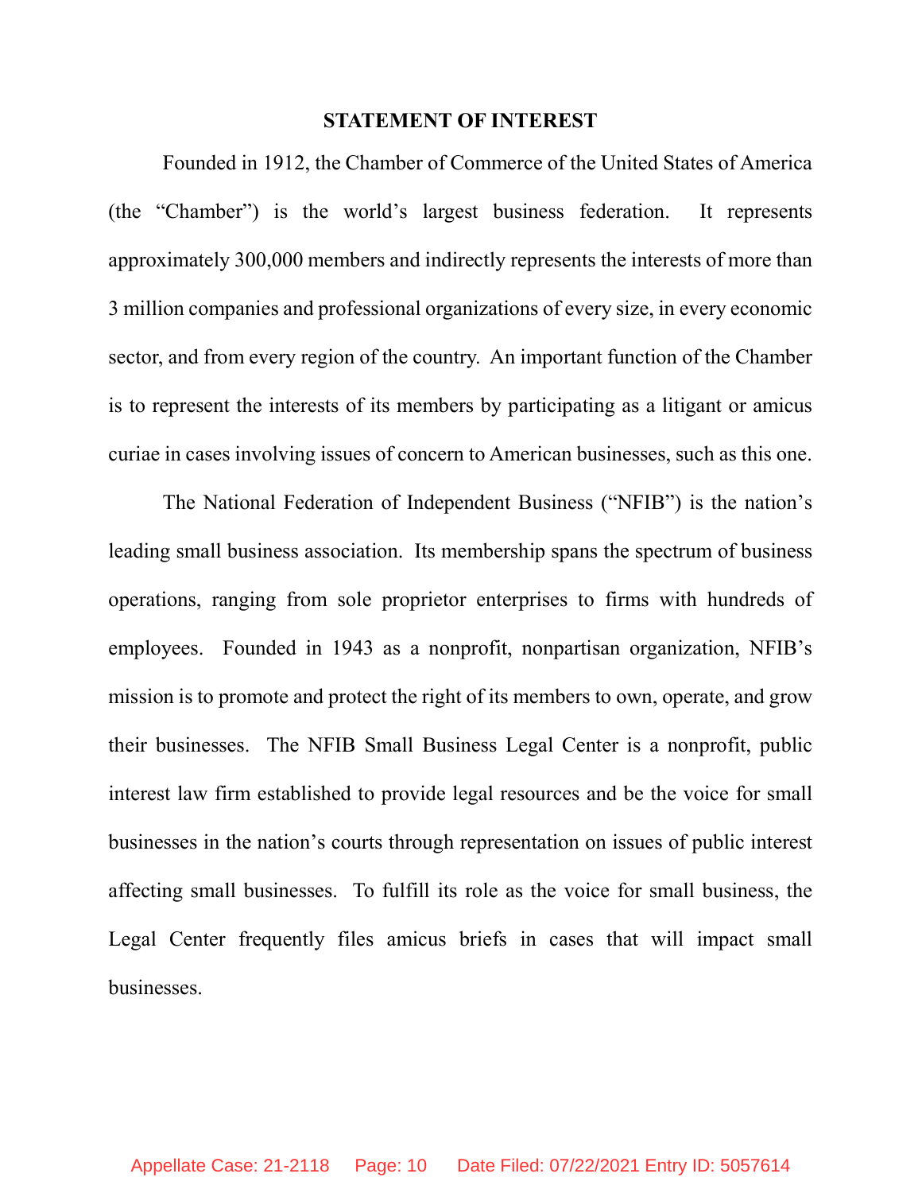## STATEMENT OF INTEREST

Founded in 1912, the Chamber of Commerce of the United States of America (the "Chamber") is the world's largest business federation. It represents approximately 300,000 members and indirectly represents the interests of more than 3 million companies and professional organizations of every size, in every economic sector, and from every region of the country. An important function of the Chamber is to represent the interests of its members by participating as a litigant or amicus curiae in cases involving issues of concern to American businesses, such as this one.

The National Federation of Independent Business ("NFIB") is the nation's leading small business association. Its membership spans the spectrum of business operations, ranging from sole proprietor enterprises to firms with hundreds of employees. Founded in 1943 as a nonprofit, nonpartisan organization, NFIB's mission is to promote and protect the right of its members to own, operate, and grow their businesses. The NFIB Small Business Legal Center is a nonprofit, public interest law firm established to provide legal resources and be the voice for small businesses in the nation's courts through representation on issues of public interest affecting small businesses. To fulfill its role as the voice for small business, the Legal Center frequently files amicus briefs in cases that will impact small businesses.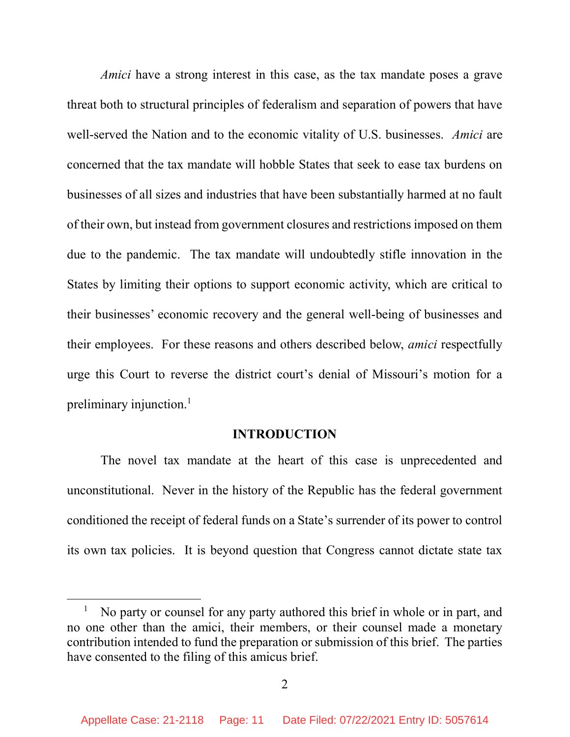*Amici* have a strong interest in this case, as the tax mandate poses a grave threat both to structural principles of federalism and separation of powers that have well-served the Nation and to the economic vitality of U.S. businesses. *Amici* are concerned that the tax mandate will hobble States that seek to ease tax burdens on businesses of all sizes and industries that have been substantially harmed at no fault of their own, but instead from government closures and restrictions imposed on them due to the pandemic. The tax mandate will undoubtedly stifle innovation in the States by limiting their options to support economic activity, which are critical to their businesses' economic recovery and the general well-being of businesses and their employees. For these reasons and others described below, *amici* respectfully urge this Court to reverse the district court's denial of Missouri's motion for a preliminary injunction.[1]

## INTRODUCTION

The novel tax mandate at the heart of this case is unprecedented and unconstitutional. Never in the history of the Republic has the federal government conditioned the receipt of federal funds on a State's surrender of its power to control its own tax policies. It is beyond question that Congress cannot dictate state tax

---

[1] No party or counsel for any party authored this brief in whole or in part, and no one other than the amici, their members, or their counsel made a monetary contribution intended to fund the preparation or submission of this brief. The parties have consented to the filing of this amicus brief.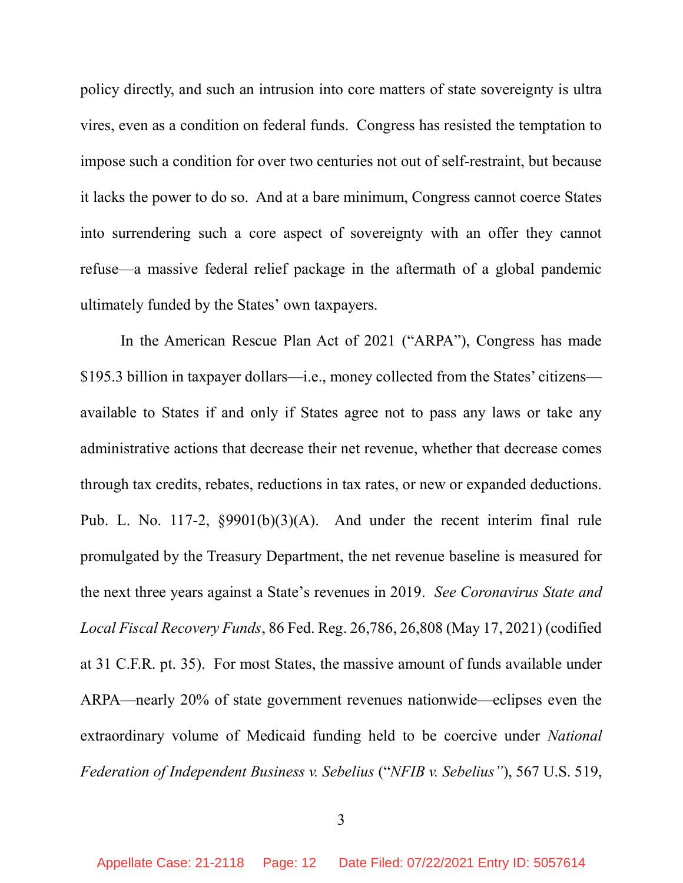policy directly, and such an intrusion into core matters of state sovereignty is ultra vires, even as a condition on federal funds. Congress has resisted the temptation to impose such a condition for over two centuries not out of self-restraint, but because it lacks the power to do so. And at a bare minimum, Congress cannot coerce States into surrendering such a core aspect of sovereignty with an offer they cannot refuse—a massive federal relief package in the aftermath of a global pandemic ultimately funded by the States' own taxpayers.

In the American Rescue Plan Act of 2021 ("ARPA"), Congress has made $195.3 billion in taxpayer dollars—i.e., money collected from the States' citizens—available to States if and only if States agree not to pass any laws or take any administrative actions that decrease their net revenue, whether that decrease comes through tax credits, rebates, reductions in tax rates, or new or expanded deductions. Pub. L. No. 117-2, §9901(b)(3)(A). And under the recent interim final rule promulgated by the Treasury Department, the net revenue baseline is measured for the next three years against a State's revenues in 2019. *See Coronavirus State and Local Fiscal Recovery Funds*, 86 Fed. Reg. 26,786, 26,808 (May 17, 2021) (codified at 31 C.F.R. pt. 35). For most States, the massive amount of funds available under ARPA—nearly 20% of state government revenues nationwide—eclipses even the extraordinary volume of Medicaid funding held to be coercive under *National Federation of Independent Business v. Sebelius* ("*NFIB v. Sebelius*"), 567 U.S. 519,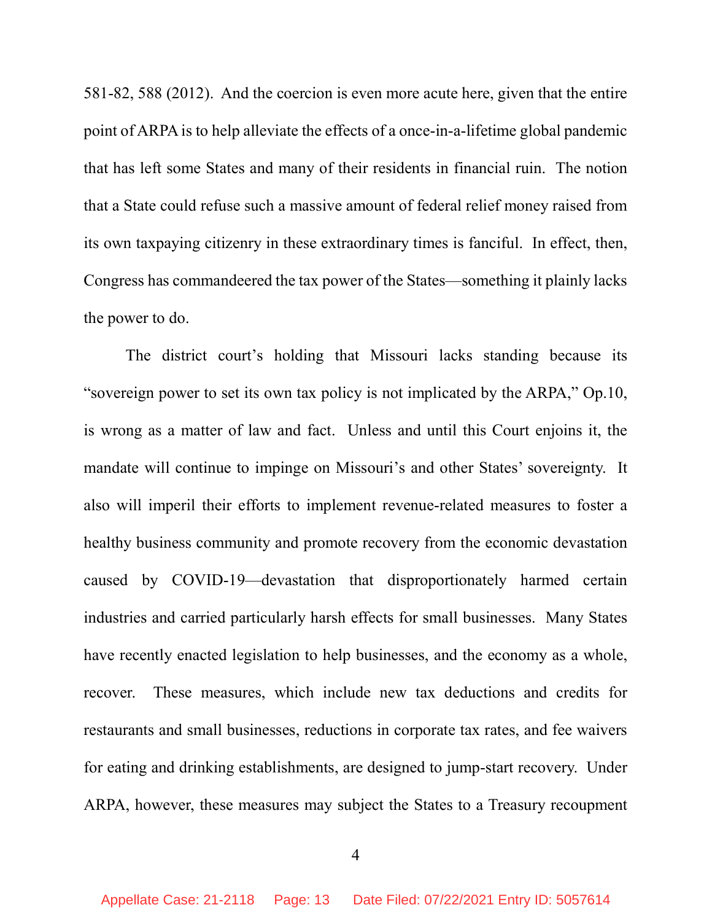581-82, 588 (2012). And the coercion is even more acute here, given that the entire point of ARPA is to help alleviate the effects of a once-in-a-lifetime global pandemic that has left some States and many of their residents in financial ruin. The notion that a State could refuse such a massive amount of federal relief money raised from its own taxpaying citizenry in these extraordinary times is fanciful. In effect, then, Congress has commandeered the tax power of the States—something it plainly lacks the power to do.

The district court's holding that Missouri lacks standing because its "sovereign power to set its own tax policy is not implicated by the ARPA," Op.10, is wrong as a matter of law and fact. Unless and until this Court enjoins it, the mandate will continue to impinge on Missouri's and other States' sovereignty. It also will imperil their efforts to implement revenue-related measures to foster a healthy business community and promote recovery from the economic devastation caused by COVID-19—devastation that disproportionately harmed certain industries and carried particularly harsh effects for small businesses. Many States have recently enacted legislation to help businesses, and the economy as a whole, recover. These measures, which include new tax deductions and credits for restaurants and small businesses, reductions in corporate tax rates, and fee waivers for eating and drinking establishments, are designed to jump-start recovery. Under ARPA, however, these measures may subject the States to a Treasury recoupment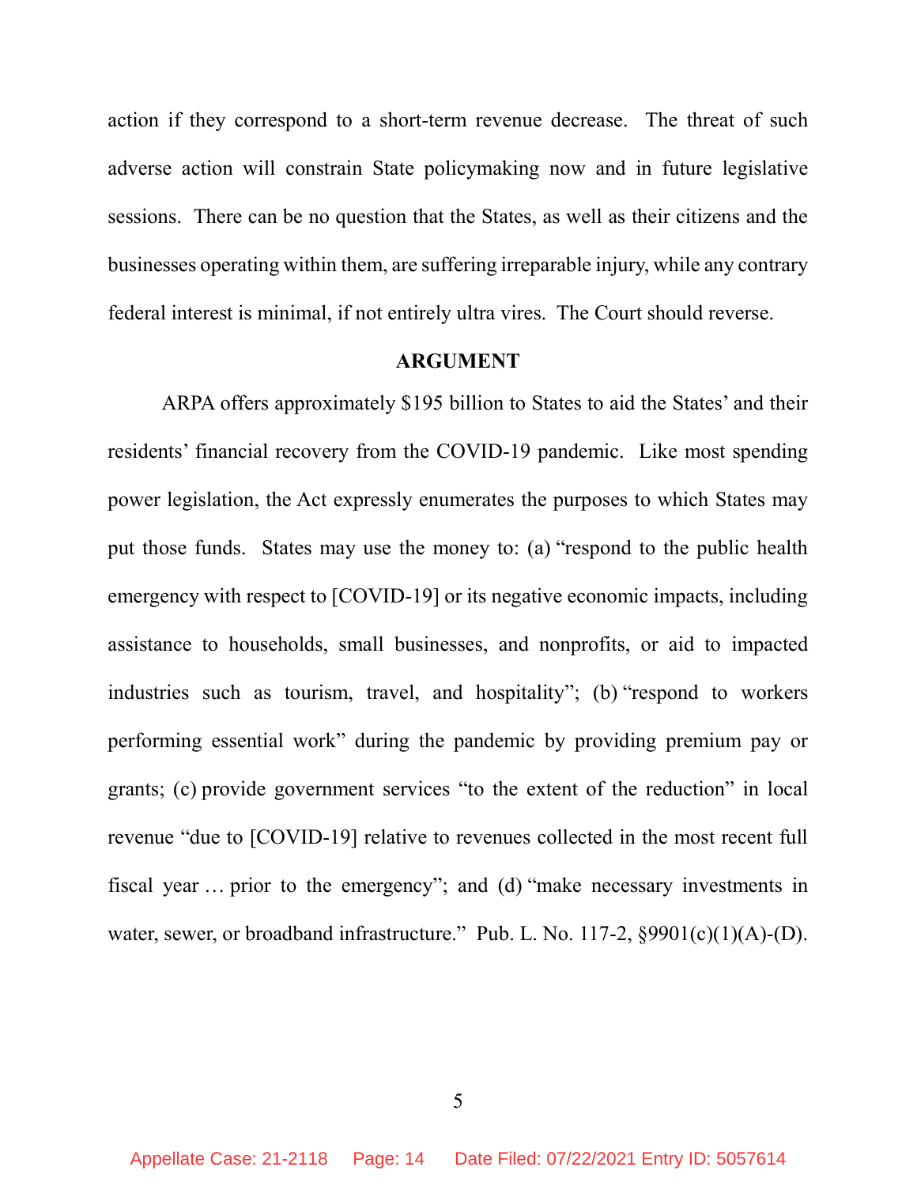action if they correspond to a short-term revenue decrease. The threat of such adverse action will constrain State policymaking now and in future legislative sessions. There can be no question that the States, as well as their citizens and the businesses operating within them, are suffering irreparable injury, while any contrary federal interest is minimal, if not entirely ultra vires. The Court should reverse.

## ARGUMENT

ARPA offers approximately $195 billion to States to aid the States' and their residents' financial recovery from the COVID-19 pandemic. Like most spending power legislation, the Act expressly enumerates the purposes to which States may put those funds. States may use the money to: (a) "respond to the public health emergency with respect to [COVID-19] or its negative economic impacts, including assistance to households, small businesses, and nonprofits, or aid to impacted industries such as tourism, travel, and hospitality"; (b) "respond to workers performing essential work" during the pandemic by providing premium pay or grants; (c) provide government services "to the extent of the reduction" in local revenue "due to [COVID-19] relative to revenues collected in the most recent full fiscal year … prior to the emergency"; and (d) "make necessary investments in water, sewer, or broadband infrastructure." Pub. L. No. 117-2, §9901(c)(1)(A)-(D).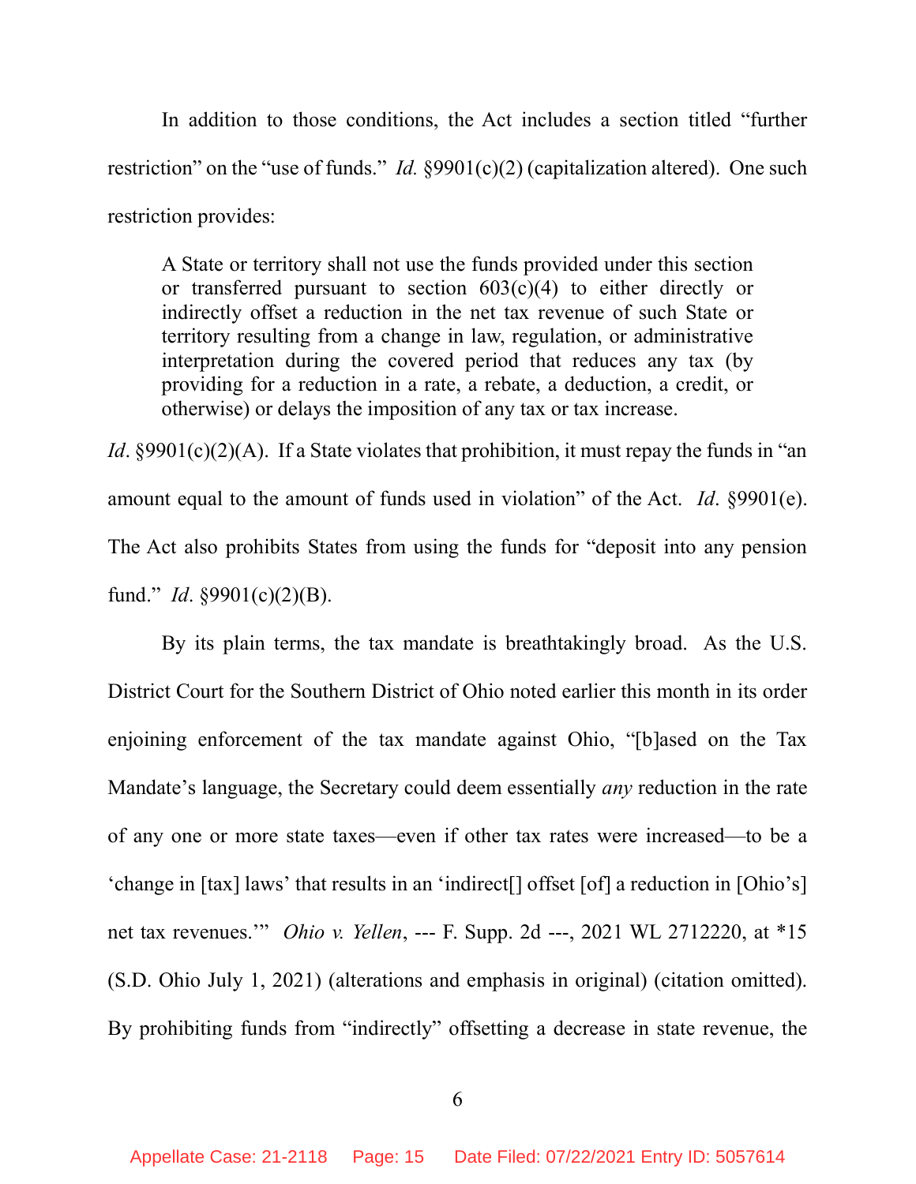In addition to those conditions, the Act includes a section titled "further restriction" on the "use of funds." *Id.* §9901(c)(2) (capitalization altered). One such restriction provides:

> A State or territory shall not use the funds provided under this section or transferred pursuant to section 603(c)(4) to either directly or indirectly offset a reduction in the net tax revenue of such State or territory resulting from a change in law, regulation, or administrative interpretation during the covered period that reduces any tax (by providing for a reduction in a rate, a rebate, a deduction, a credit, or otherwise) or delays the imposition of any tax or tax increase.

*Id*. §9901(c)(2)(A). If a State violates that prohibition, it must repay the funds in "an amount equal to the amount of funds used in violation" of the Act. *Id*. §9901(e). The Act also prohibits States from using the funds for "deposit into any pension fund." *Id*. §9901(c)(2)(B).

By its plain terms, the tax mandate is breathtakingly broad. As the U.S. District Court for the Southern District of Ohio noted earlier this month in its order enjoining enforcement of the tax mandate against Ohio, "[b]ased on the Tax Mandate's language, the Secretary could deem essentially *any* reduction in the rate of any one or more state taxes—even if other tax rates were increased—to be a 'change in [tax] laws' that results in an 'indirect[] offset [of] a reduction in [Ohio's] net tax revenues.'" *Ohio v. Yellen*, --- F. Supp. 2d ---, 2021 WL 2712220, at *15 (S.D. Ohio July 1, 2021) (alterations and emphasis in original) (citation omitted). By prohibiting funds from "indirectly" offsetting a decrease in state revenue, the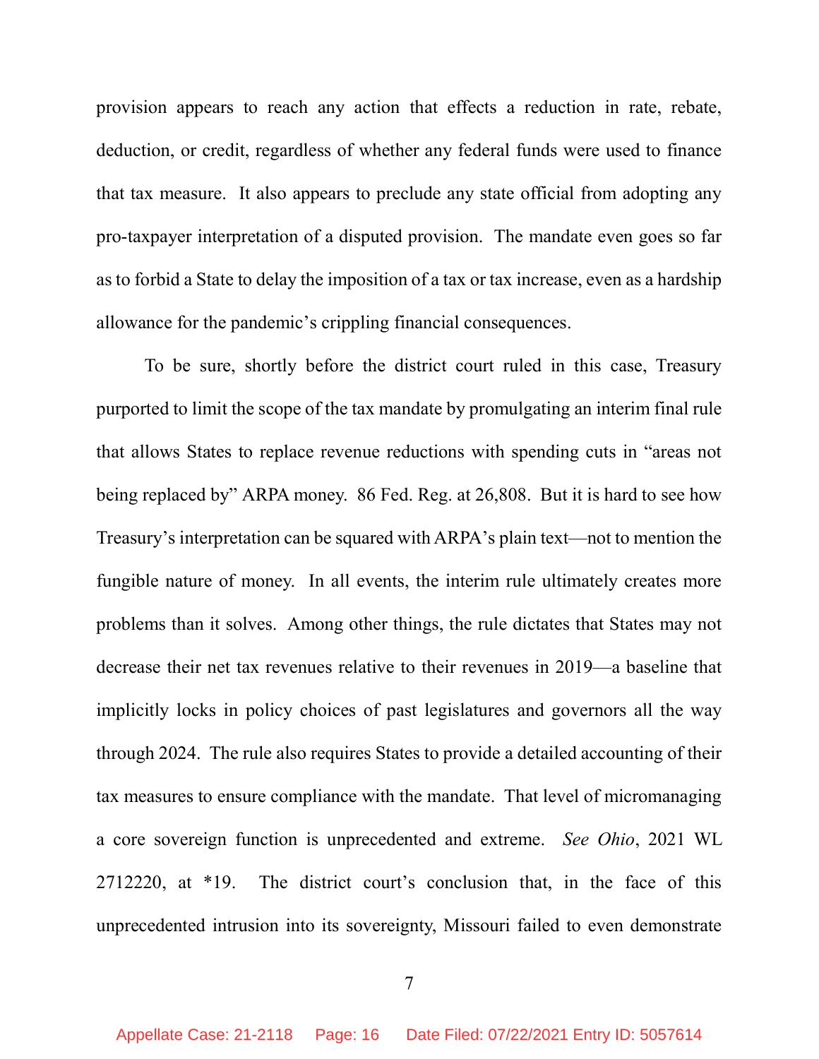provision appears to reach any action that effects a reduction in rate, rebate, deduction, or credit, regardless of whether any federal funds were used to finance that tax measure. It also appears to preclude any state official from adopting any pro-taxpayer interpretation of a disputed provision. The mandate even goes so far as to forbid a State to delay the imposition of a tax or tax increase, even as a hardship allowance for the pandemic's crippling financial consequences.

To be sure, shortly before the district court ruled in this case, Treasury purported to limit the scope of the tax mandate by promulgating an interim final rule that allows States to replace revenue reductions with spending cuts in "areas not being replaced by" ARPA money. 86 Fed. Reg. at 26,808. But it is hard to see how Treasury's interpretation can be squared with ARPA's plain text—not to mention the fungible nature of money. In all events, the interim rule ultimately creates more problems than it solves. Among other things, the rule dictates that States may not decrease their net tax revenues relative to their revenues in 2019—a baseline that implicitly locks in policy choices of past legislatures and governors all the way through 2024. The rule also requires States to provide a detailed accounting of their tax measures to ensure compliance with the mandate. That level of micromanaging a core sovereign function is unprecedented and extreme. *See Ohio*, 2021 WL 2712220, at *19. The district court's conclusion that, in the face of this unprecedented intrusion into its sovereignty, Missouri failed to even demonstrate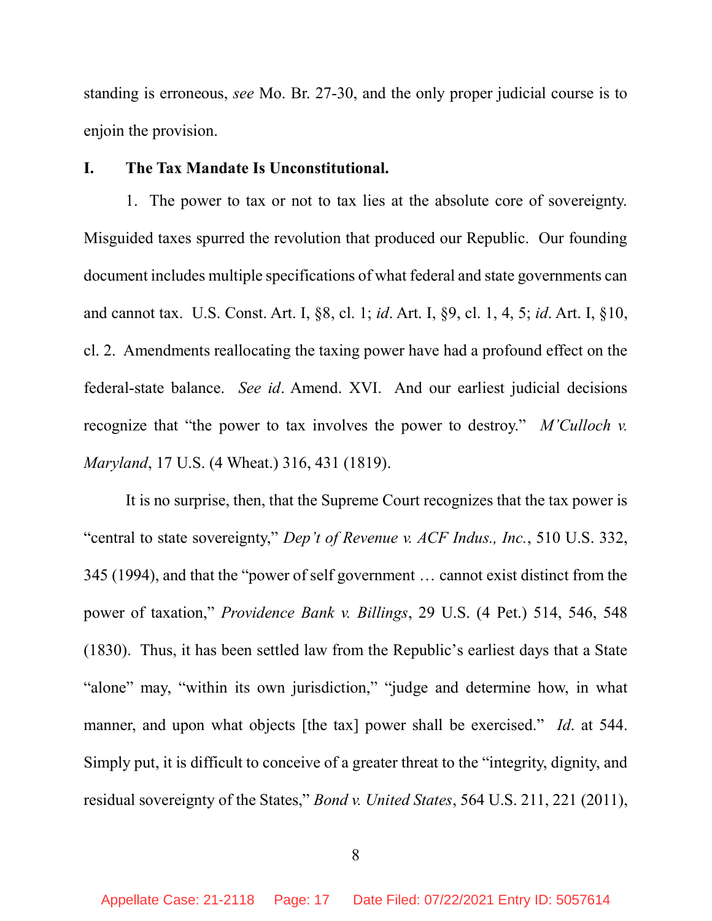standing is erroneous, *see* Mo. Br. 27-30, and the only proper judicial course is to enjoin the provision.

## I. The Tax Mandate Is Unconstitutional.

1. The power to tax or not to tax lies at the absolute core of sovereignty. Misguided taxes spurred the revolution that produced our Republic. Our founding document includes multiple specifications of what federal and state governments can and cannot tax. U.S. Const. Art. I, §8, cl. 1; *id*. Art. I, §9, cl. 1, 4, 5; *id*. Art. I, §10, cl. 2. Amendments reallocating the taxing power have had a profound effect on the federal-state balance. *See id*. Amend. XVI. And our earliest judicial decisions recognize that "the power to tax involves the power to destroy." *M'Culloch v. Maryland*, 17 U.S. (4 Wheat.) 316, 431 (1819).

It is no surprise, then, that the Supreme Court recognizes that the tax power is "central to state sovereignty," *Dep't of Revenue v. ACF Indus., Inc.*, 510 U.S. 332, 345 (1994), and that the "power of self government … cannot exist distinct from the power of taxation," *Providence Bank v. Billings*, 29 U.S. (4 Pet.) 514, 546, 548 (1830). Thus, it has been settled law from the Republic's earliest days that a State "alone" may, "within its own jurisdiction," "judge and determine how, in what manner, and upon what objects [the tax] power shall be exercised." *Id*. at 544. Simply put, it is difficult to conceive of a greater threat to the "integrity, dignity, and residual sovereignty of the States," *Bond v. United States*, 564 U.S. 211, 221 (2011),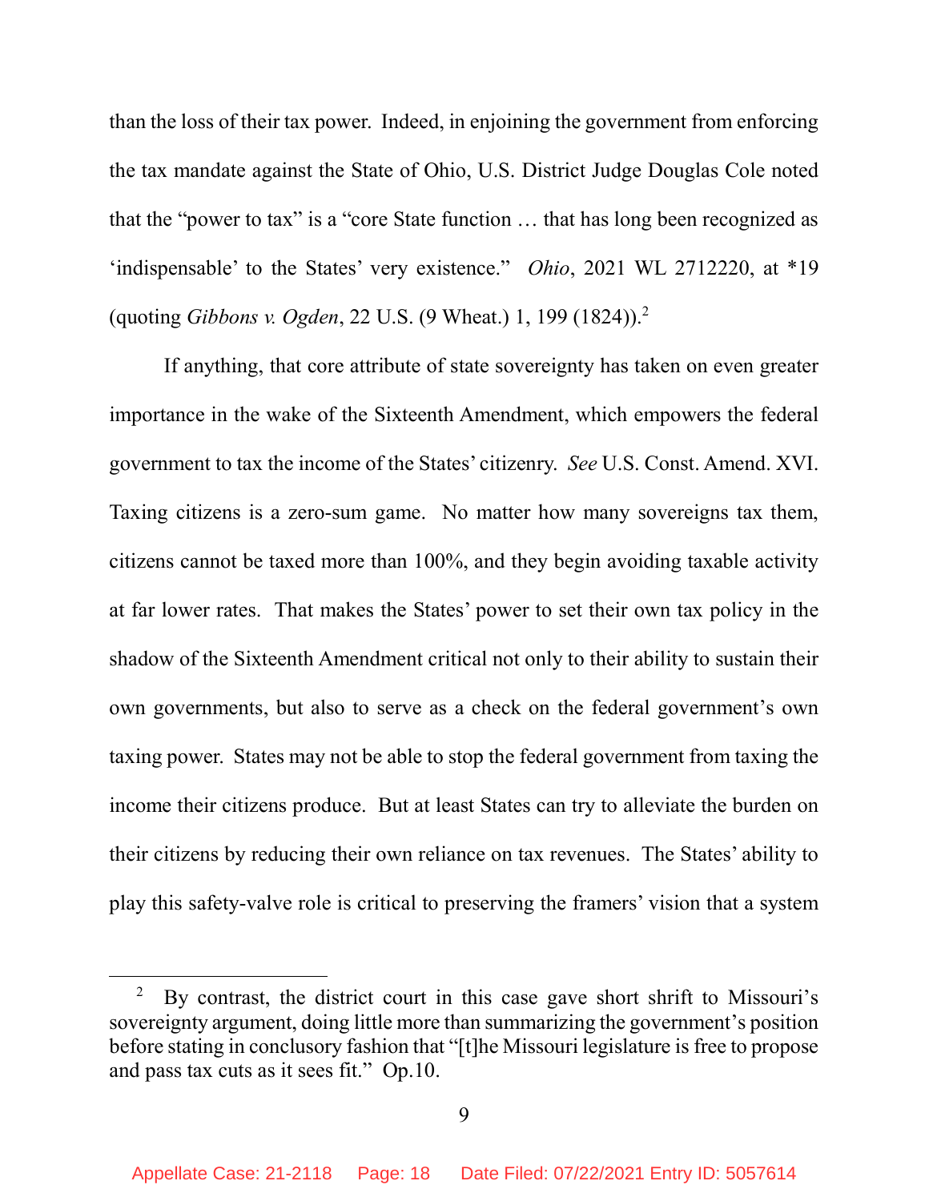than the loss of their tax power. Indeed, in enjoining the government from enforcing the tax mandate against the State of Ohio, U.S. District Judge Douglas Cole noted that the "power to tax" is a "core State function … that has long been recognized as 'indispensable' to the States' very existence." *Ohio*, 2021 WL 2712220, at *19 (quoting *Gibbons v. Ogden*, 22 U.S. (9 Wheat.) 1, 199 (1824)).[2]

If anything, that core attribute of state sovereignty has taken on even greater importance in the wake of the Sixteenth Amendment, which empowers the federal government to tax the income of the States' citizenry. *See* U.S. Const. Amend. XVI. Taxing citizens is a zero-sum game. No matter how many sovereigns tax them, citizens cannot be taxed more than 100%, and they begin avoiding taxable activity at far lower rates. That makes the States' power to set their own tax policy in the shadow of the Sixteenth Amendment critical not only to their ability to sustain their own governments, but also to serve as a check on the federal government's own taxing power. States may not be able to stop the federal government from taxing the income their citizens produce. But at least States can try to alleviate the burden on their citizens by reducing their own reliance on tax revenues. The States' ability to play this safety-valve role is critical to preserving the framers' vision that a system

---

[2] By contrast, the district court in this case gave short shrift to Missouri's sovereignty argument, doing little more than summarizing the government's position before stating in conclusory fashion that "[t]he Missouri legislature is free to propose and pass tax cuts as it sees fit." Op.10.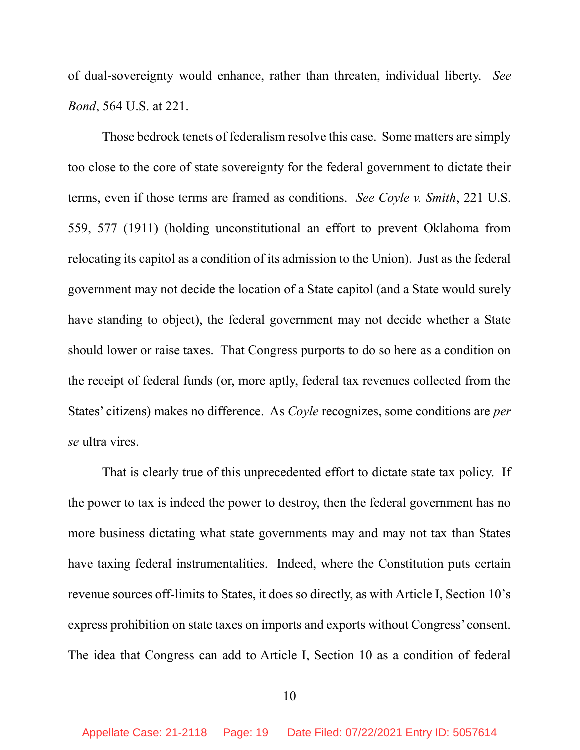of dual-sovereignty would enhance, rather than threaten, individual liberty. *See Bond*, 564 U.S. at 221.

Those bedrock tenets of federalism resolve this case. Some matters are simply too close to the core of state sovereignty for the federal government to dictate their terms, even if those terms are framed as conditions. *See Coyle v. Smith*, 221 U.S. 559, 577 (1911) (holding unconstitutional an effort to prevent Oklahoma from relocating its capitol as a condition of its admission to the Union). Just as the federal government may not decide the location of a State capitol (and a State would surely have standing to object), the federal government may not decide whether a State should lower or raise taxes. That Congress purports to do so here as a condition on the receipt of federal funds (or, more aptly, federal tax revenues collected from the States' citizens) makes no difference. As *Coyle* recognizes, some conditions are *per se* ultra vires.

That is clearly true of this unprecedented effort to dictate state tax policy. If the power to tax is indeed the power to destroy, then the federal government has no more business dictating what state governments may and may not tax than States have taxing federal instrumentalities. Indeed, where the Constitution puts certain revenue sources off-limits to States, it does so directly, as with Article I, Section 10's express prohibition on state taxes on imports and exports without Congress' consent. The idea that Congress can add to Article I, Section 10 as a condition of federal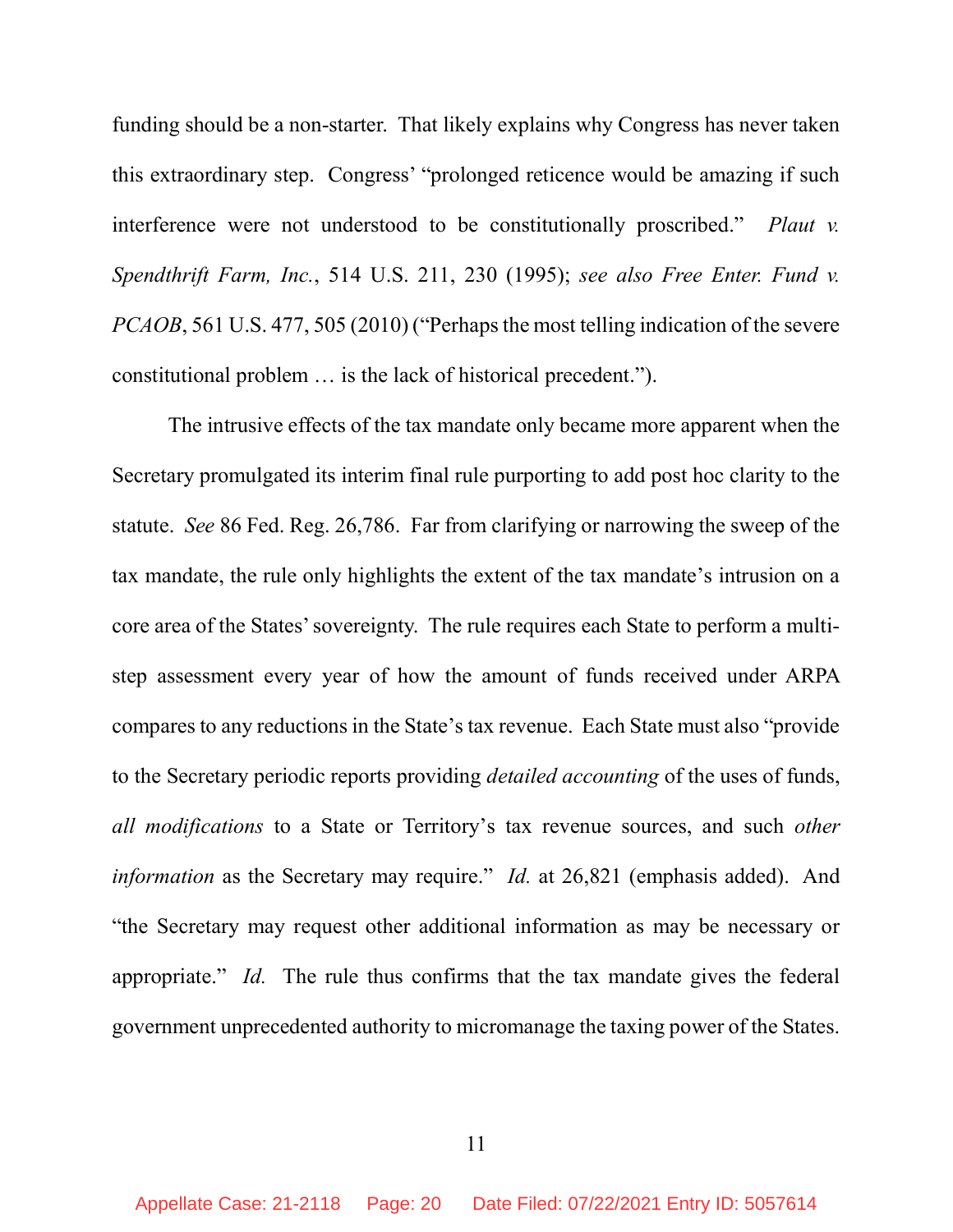funding should be a non-starter. That likely explains why Congress has never taken this extraordinary step. Congress' "prolonged reticence would be amazing if such interference were not understood to be constitutionally proscribed." *Plaut v. Spendthrift Farm, Inc.*, 514 U.S. 211, 230 (1995); *see also Free Enter. Fund v. PCAOB*, 561 U.S. 477, 505 (2010) ("Perhaps the most telling indication of the severe constitutional problem … is the lack of historical precedent.").

The intrusive effects of the tax mandate only became more apparent when the Secretary promulgated its interim final rule purporting to add post hoc clarity to the statute. *See* 86 Fed. Reg. 26,786. Far from clarifying or narrowing the sweep of the tax mandate, the rule only highlights the extent of the tax mandate's intrusion on a core area of the States' sovereignty. The rule requires each State to perform a multi-step assessment every year of how the amount of funds received under ARPA compares to any reductions in the State's tax revenue. Each State must also "provide to the Secretary periodic reports providing *detailed accounting* of the uses of funds, *all modifications* to a State or Territory's tax revenue sources, and such *other information* as the Secretary may require." *Id.* at 26,821 (emphasis added). And "the Secretary may request other additional information as may be necessary or appropriate." *Id.* The rule thus confirms that the tax mandate gives the federal government unprecedented authority to micromanage the taxing power of the States.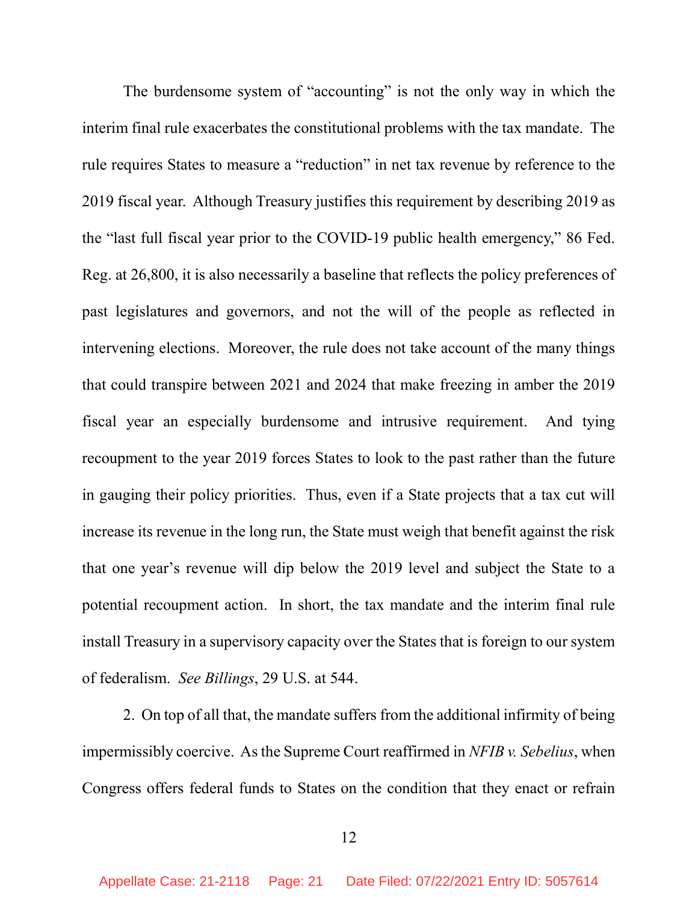The burdensome system of "accounting" is not the only way in which the interim final rule exacerbates the constitutional problems with the tax mandate. The rule requires States to measure a "reduction" in net tax revenue by reference to the 2019 fiscal year. Although Treasury justifies this requirement by describing 2019 as the "last full fiscal year prior to the COVID-19 public health emergency," 86 Fed. Reg. at 26,800, it is also necessarily a baseline that reflects the policy preferences of past legislatures and governors, and not the will of the people as reflected in intervening elections. Moreover, the rule does not take account of the many things that could transpire between 2021 and 2024 that make freezing in amber the 2019 fiscal year an especially burdensome and intrusive requirement. And tying recoupment to the year 2019 forces States to look to the past rather than the future in gauging their policy priorities. Thus, even if a State projects that a tax cut will increase its revenue in the long run, the State must weigh that benefit against the risk that one year's revenue will dip below the 2019 level and subject the State to a potential recoupment action. In short, the tax mandate and the interim final rule install Treasury in a supervisory capacity over the States that is foreign to our system of federalism. *See Billings*, 29 U.S. at 544.

2. On top of all that, the mandate suffers from the additional infirmity of being impermissibly coercive. As the Supreme Court reaffirmed in *NFIB v. Sebelius*, when Congress offers federal funds to States on the condition that they enact or refrain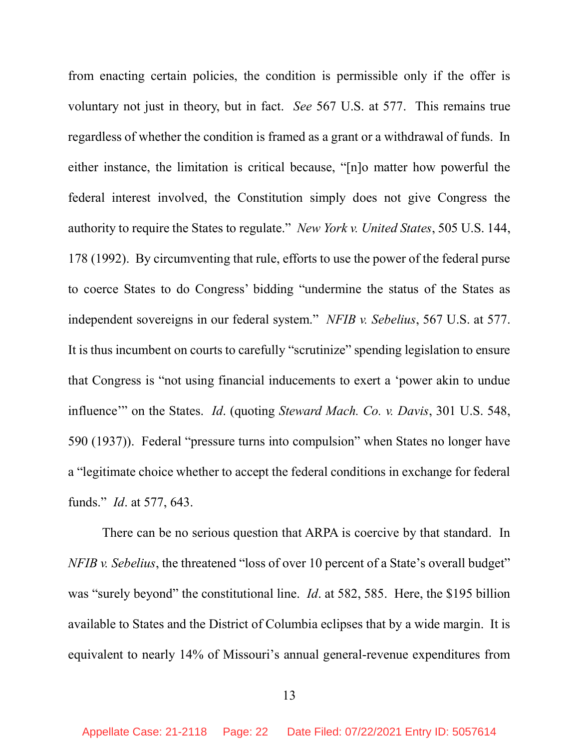from enacting certain policies, the condition is permissible only if the offer is voluntary not just in theory, but in fact. *See* 567 U.S. at 577. This remains true regardless of whether the condition is framed as a grant or a withdrawal of funds. In either instance, the limitation is critical because, "[n]o matter how powerful the federal interest involved, the Constitution simply does not give Congress the authority to require the States to regulate." *New York v. United States*, 505 U.S. 144, 178 (1992). By circumventing that rule, efforts to use the power of the federal purse to coerce States to do Congress' bidding "undermine the status of the States as independent sovereigns in our federal system." *NFIB v. Sebelius*, 567 U.S. at 577. It is thus incumbent on courts to carefully "scrutinize" spending legislation to ensure that Congress is "not using financial inducements to exert a 'power akin to undue influence'" on the States. *Id*. (quoting *Steward Mach. Co. v. Davis*, 301 U.S. 548, 590 (1937)). Federal "pressure turns into compulsion" when States no longer have a "legitimate choice whether to accept the federal conditions in exchange for federal funds." *Id*. at 577, 643.

There can be no serious question that ARPA is coercive by that standard. In *NFIB v. Sebelius*, the threatened "loss of over 10 percent of a State's overall budget" was "surely beyond" the constitutional line. *Id*. at 582, 585. Here, the $195 billion available to States and the District of Columbia eclipses that by a wide margin. It is equivalent to nearly 14% of Missouri's annual general-revenue expenditures from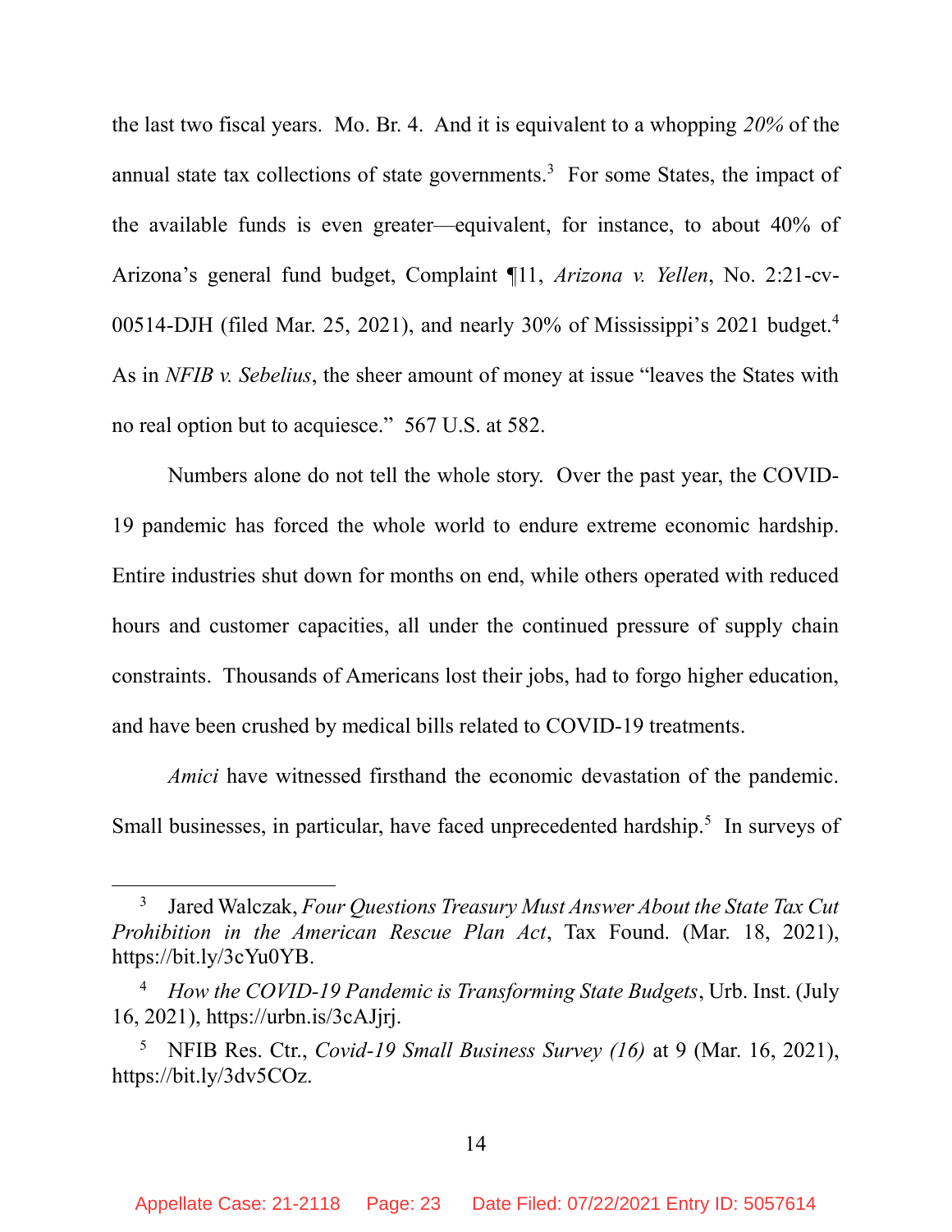the last two fiscal years. Mo. Br. 4. And it is equivalent to a whopping *20%* of the annual state tax collections of state governments.[3] For some States, the impact of the available funds is even greater—equivalent, for instance, to about 40% of Arizona's general fund budget, Complaint ¶11, *Arizona v. Yellen*, No. 2:21-cv-00514-DJH (filed Mar. 25, 2021), and nearly 30% of Mississippi's 2021 budget.[4] As in *NFIB v. Sebelius*, the sheer amount of money at issue "leaves the States with no real option but to acquiesce." 567 U.S. at 582.

Numbers alone do not tell the whole story. Over the past year, the COVID-19 pandemic has forced the whole world to endure extreme economic hardship. Entire industries shut down for months on end, while others operated with reduced hours and customer capacities, all under the continued pressure of supply chain constraints. Thousands of Americans lost their jobs, had to forgo higher education, and have been crushed by medical bills related to COVID-19 treatments.

*Amici* have witnessed firsthand the economic devastation of the pandemic. Small businesses, in particular, have faced unprecedented hardship.[5] In surveys of

---

[3] Jared Walczak, *Four Questions Treasury Must Answer About the State Tax Cut Prohibition in the American Rescue Plan Act*, Tax Found. (Mar. 18, 2021), https://bit.ly/3cYu0YB.

[4] *How the COVID-19 Pandemic is Transforming State Budgets*, Urb. Inst. (July 16, 2021), https://urbn.is/3cAJjrj.

[5] NFIB Res. Ctr., *Covid-19 Small Business Survey (16)* at 9 (Mar. 16, 2021), https://bit.ly/3dv5COz.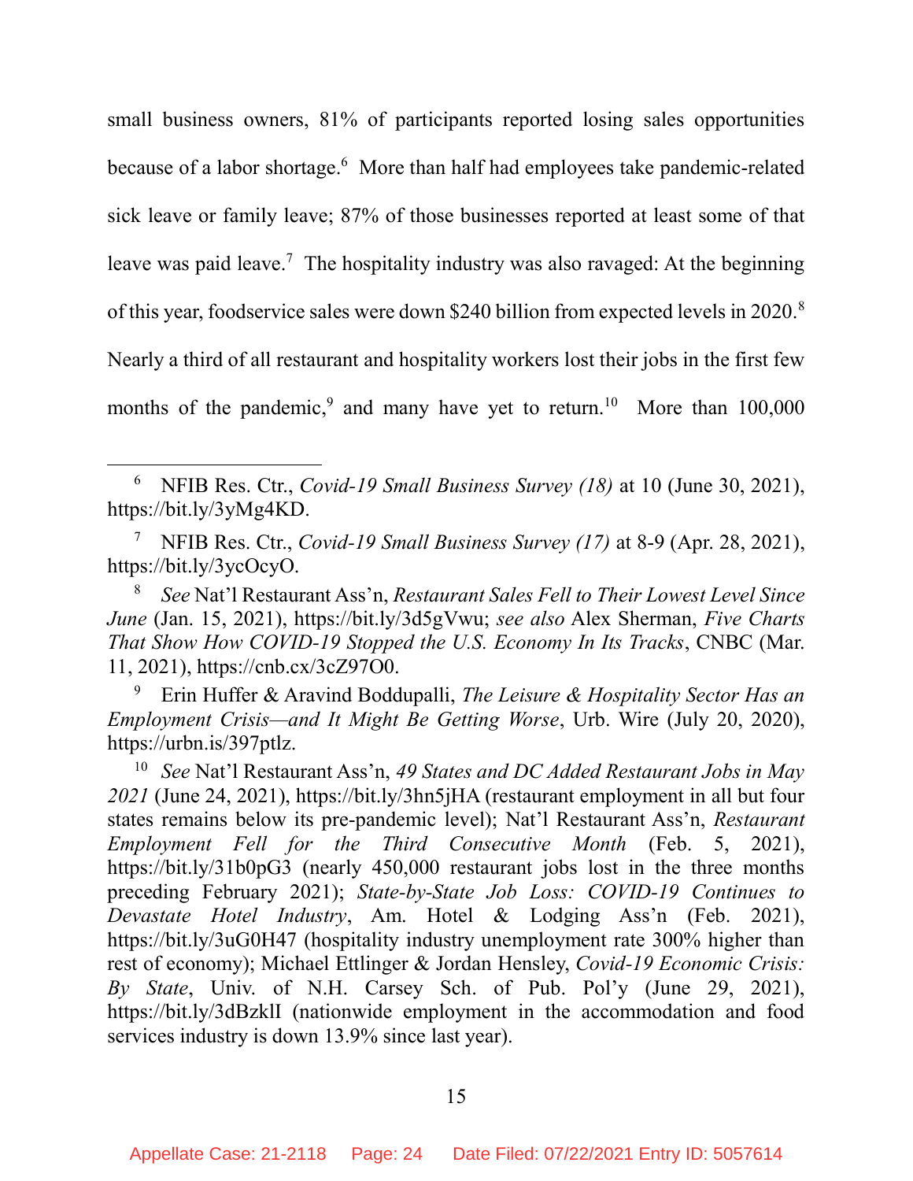small business owners, 81% of participants reported losing sales opportunities because of a labor shortage.[6] More than half had employees take pandemic-related sick leave or family leave; 87% of those businesses reported at least some of that leave was paid leave.[7] The hospitality industry was also ravaged: At the beginning of this year, foodservice sales were down $240 billion from expected levels in 2020.[8] Nearly a third of all restaurant and hospitality workers lost their jobs in the first few months of the pandemic,[9] and many have yet to return.[10] More than 100,000

---

[6] NFIB Res. Ctr., *Covid-19 Small Business Survey (18)* at 10 (June 30, 2021), https://bit.ly/3yMg4KD.

[7] NFIB Res. Ctr., *Covid-19 Small Business Survey (17)* at 8-9 (Apr. 28, 2021), https://bit.ly/3ycOcyO.

[8] *See* Nat'l Restaurant Ass'n, *Restaurant Sales Fell to Their Lowest Level Since June* (Jan. 15, 2021), https://bit.ly/3d5gVwu; *see also* Alex Sherman, *Five Charts That Show How COVID-19 Stopped the U.S. Economy In Its Tracks*, CNBC (Mar. 11, 2021), https://cnb.cx/3cZ97O0.

[9] Erin Huffer & Aravind Boddupalli, *The Leisure & Hospitality Sector Has an Employment Crisis—and It Might Be Getting Worse*, Urb. Wire (July 20, 2020), https://urbn.is/397ptlz.

[10] *See* Nat'l Restaurant Ass'n, *49 States and DC Added Restaurant Jobs in May 2021* (June 24, 2021), https://bit.ly/3hn5jHA (restaurant employment in all but four states remains below its pre-pandemic level); Nat'l Restaurant Ass'n, *Restaurant Employment Fell for the Third Consecutive Month* (Feb. 5, 2021), https://bit.ly/31b0pG3 (nearly 450,000 restaurant jobs lost in the three months preceding February 2021); *State-by-State Job Loss: COVID-19 Continues to Devastate Hotel Industry*, Am. Hotel & Lodging Ass'n (Feb. 2021), https://bit.ly/3uG0H47 (hospitality industry unemployment rate 300% higher than rest of economy); Michael Ettlinger & Jordan Hensley, *Covid-19 Economic Crisis: By State*, Univ. of N.H. Carsey Sch. of Pub. Pol'y (June 29, 2021), https://bit.ly/3dBzklI (nationwide employment in the accommodation and food services industry is down 13.9% since last year).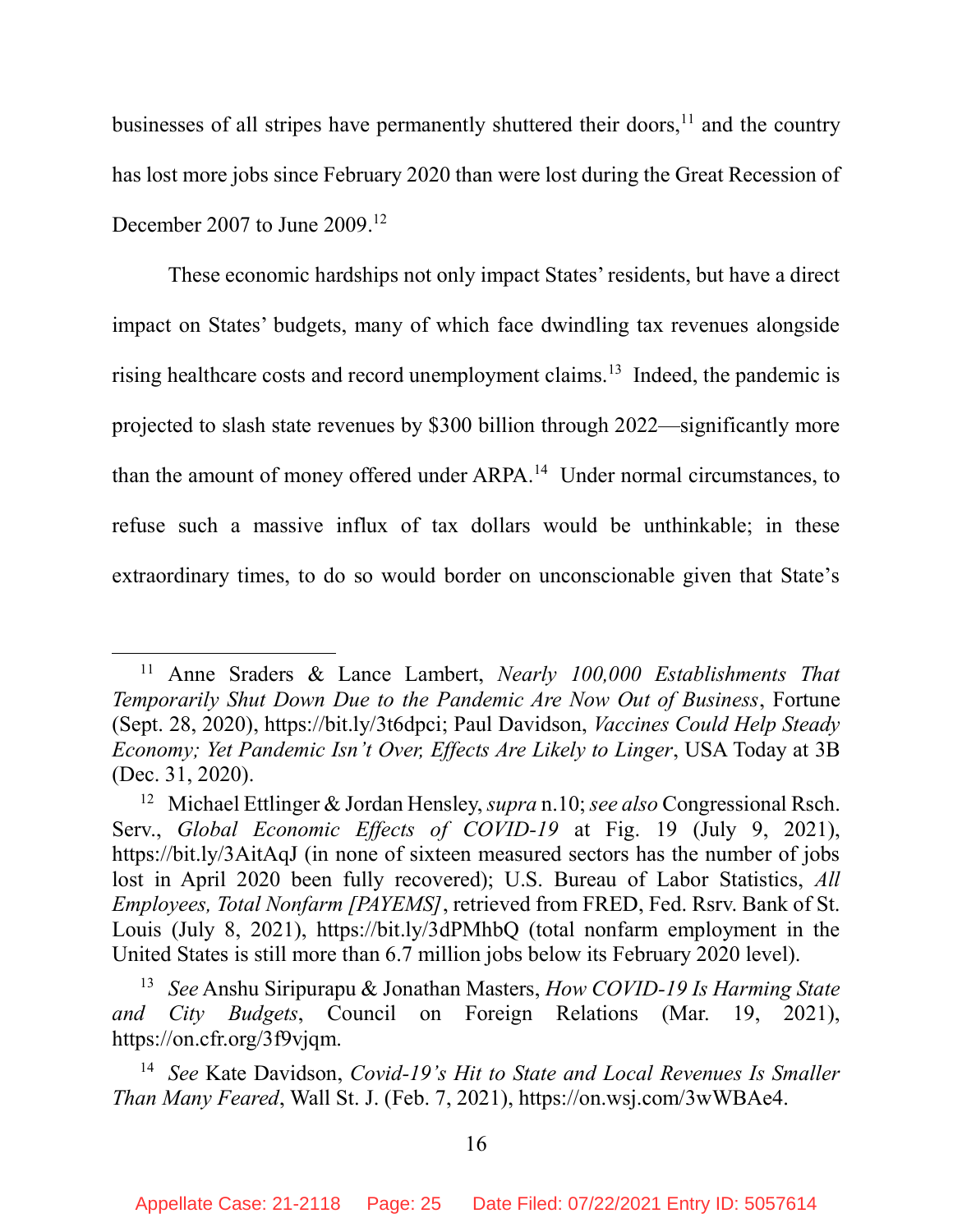businesses of all stripes have permanently shuttered their doors,[11] and the country has lost more jobs since February 2020 than were lost during the Great Recession of December 2007 to June 2009.[12]

These economic hardships not only impact States' residents, but have a direct impact on States' budgets, many of which face dwindling tax revenues alongside rising healthcare costs and record unemployment claims.[13] Indeed, the pandemic is projected to slash state revenues by $300 billion through 2022—significantly more than the amount of money offered under ARPA.[14] Under normal circumstances, to refuse such a massive influx of tax dollars would be unthinkable; in these extraordinary times, to do so would border on unconscionable given that State's

---

[11] Anne Sraders & Lance Lambert, *Nearly 100,000 Establishments That Temporarily Shut Down Due to the Pandemic Are Now Out of Business*, Fortune (Sept. 28, 2020), https://bit.ly/3t6dpci; Paul Davidson, *Vaccines Could Help Steady Economy; Yet Pandemic Isn't Over, Effects Are Likely to Linger*, USA Today at 3B (Dec. 31, 2020).

[12] Michael Ettlinger & Jordan Hensley, *supra* n.10; *see also* Congressional Rsch. Serv., *Global Economic Effects of COVID-19* at Fig. 19 (July 9, 2021), https://bit.ly/3AitAqJ (in none of sixteen measured sectors has the number of jobs lost in April 2020 been fully recovered); U.S. Bureau of Labor Statistics, *All Employees, Total Nonfarm [PAYEMS]*, retrieved from FRED, Fed. Rsrv. Bank of St. Louis (July 8, 2021), https://bit.ly/3dPMhbQ (total nonfarm employment in the United States is still more than 6.7 million jobs below its February 2020 level).

[13] *See* Anshu Siripurapu & Jonathan Masters, *How COVID-19 Is Harming State and City Budgets*, Council on Foreign Relations (Mar. 19, 2021), https://on.cfr.org/3f9vjqm.

[14] *See* Kate Davidson, *Covid-19's Hit to State and Local Revenues Is Smaller Than Many Feared*, Wall St. J. (Feb. 7, 2021), https://on.wsj.com/3wWBAe4.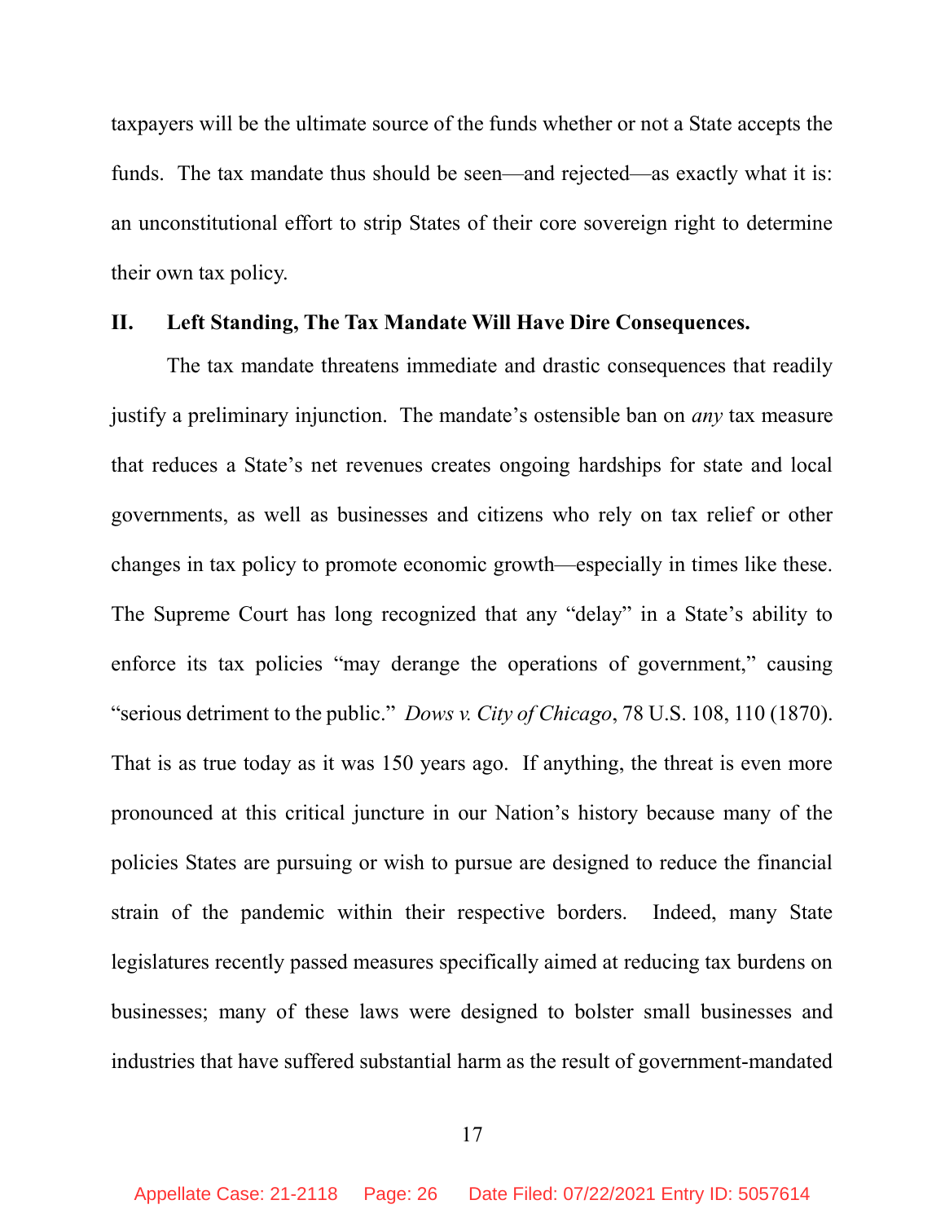taxpayers will be the ultimate source of the funds whether or not a State accepts the funds. The tax mandate thus should be seen—and rejected—as exactly what it is: an unconstitutional effort to strip States of their core sovereign right to determine their own tax policy.

## II. Left Standing, The Tax Mandate Will Have Dire Consequences.

The tax mandate threatens immediate and drastic consequences that readily justify a preliminary injunction. The mandate's ostensible ban on *any* tax measure that reduces a State's net revenues creates ongoing hardships for state and local governments, as well as businesses and citizens who rely on tax relief or other changes in tax policy to promote economic growth—especially in times like these. The Supreme Court has long recognized that any "delay" in a State's ability to enforce its tax policies "may derange the operations of government," causing "serious detriment to the public." *Dows v. City of Chicago*, 78 U.S. 108, 110 (1870). That is as true today as it was 150 years ago. If anything, the threat is even more pronounced at this critical juncture in our Nation's history because many of the policies States are pursuing or wish to pursue are designed to reduce the financial strain of the pandemic within their respective borders. Indeed, many State legislatures recently passed measures specifically aimed at reducing tax burdens on businesses; many of these laws were designed to bolster small businesses and industries that have suffered substantial harm as the result of government-mandated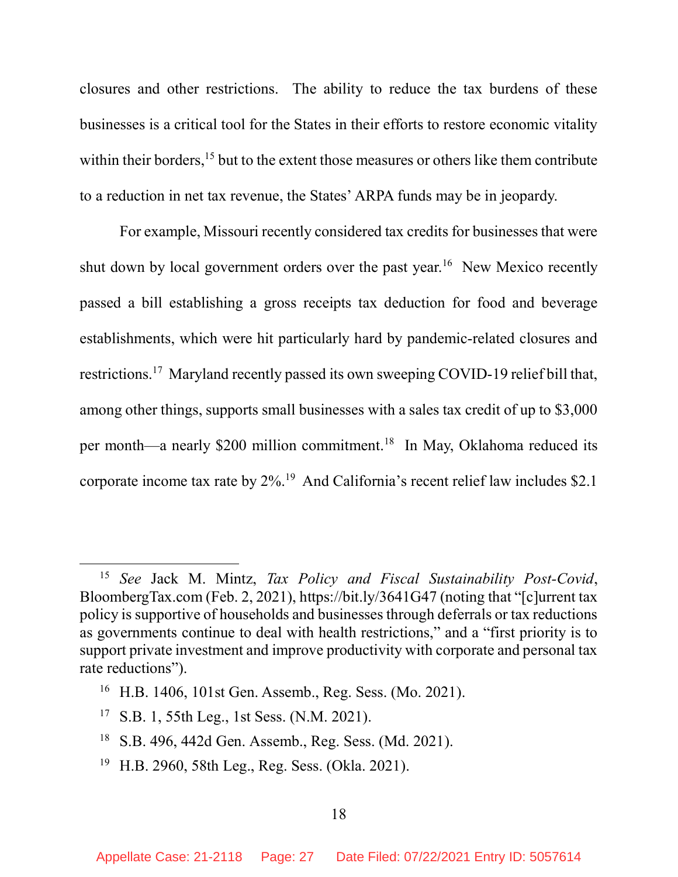closures and other restrictions. The ability to reduce the tax burdens of these businesses is a critical tool for the States in their efforts to restore economic vitality within their borders,[15] but to the extent those measures or others like them contribute to a reduction in net tax revenue, the States' ARPA funds may be in jeopardy.

For example, Missouri recently considered tax credits for businesses that were shut down by local government orders over the past year.[16] New Mexico recently passed a bill establishing a gross receipts tax deduction for food and beverage establishments, which were hit particularly hard by pandemic-related closures and restrictions.[17] Maryland recently passed its own sweeping COVID-19 relief bill that, among other things, supports small businesses with a sales tax credit of up to $3,000 per month—a nearly $200 million commitment.[18] In May, Oklahoma reduced its corporate income tax rate by 2%.[19] And California's recent relief law includes $2.1

---

[15] *See* Jack M. Mintz, *Tax Policy and Fiscal Sustainability Post-Covid*, BloombergTax.com (Feb. 2, 2021), https://bit.ly/3641G47 (noting that "[c]urrent tax policy is supportive of households and businesses through deferrals or tax reductions as governments continue to deal with health restrictions," and a "first priority is to support private investment and improve productivity with corporate and personal tax rate reductions").

[16] H.B. 1406, 101st Gen. Assemb., Reg. Sess. (Mo. 2021).

[17] S.B. 1, 55th Leg., 1st Sess. (N.M. 2021).

[18] S.B. 496, 442d Gen. Assemb., Reg. Sess. (Md. 2021).

[19] H.B. 2960, 58th Leg., Reg. Sess. (Okla. 2021).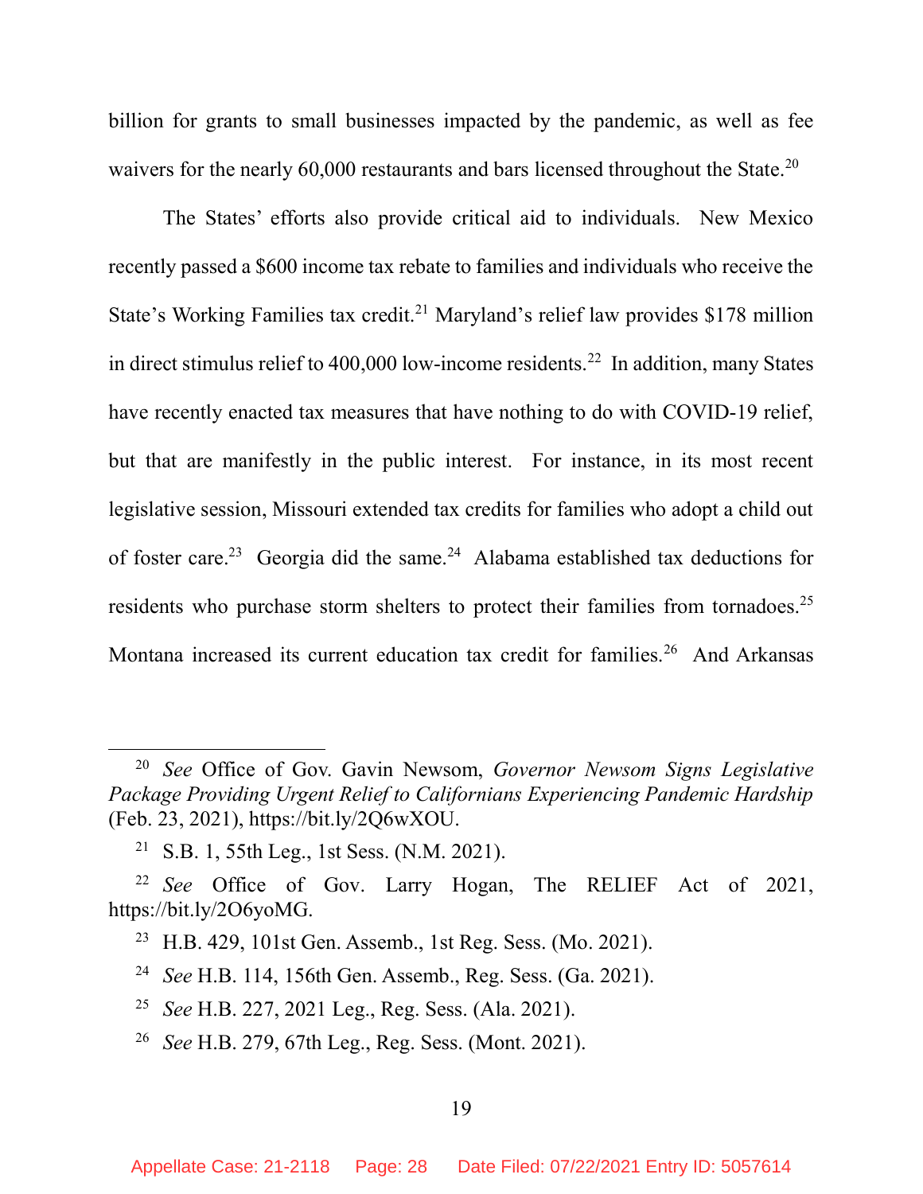billion for grants to small businesses impacted by the pandemic, as well as fee waivers for the nearly 60,000 restaurants and bars licensed throughout the State.[20]

The States' efforts also provide critical aid to individuals. New Mexico recently passed a $600 income tax rebate to families and individuals who receive the State's Working Families tax credit.[21] Maryland's relief law provides $178 million in direct stimulus relief to 400,000 low-income residents.[22] In addition, many States have recently enacted tax measures that have nothing to do with COVID-19 relief, but that are manifestly in the public interest. For instance, in its most recent legislative session, Missouri extended tax credits for families who adopt a child out of foster care.[23] Georgia did the same.[24] Alabama established tax deductions for residents who purchase storm shelters to protect their families from tornadoes.[25] Montana increased its current education tax credit for families.[26] And Arkansas

---

[20] *See* Office of Gov. Gavin Newsom, *Governor Newsom Signs Legislative Package Providing Urgent Relief to Californians Experiencing Pandemic Hardship* (Feb. 23, 2021), https://bit.ly/2Q6wXOU.

[21] S.B. 1, 55th Leg., 1st Sess. (N.M. 2021).

[22] *See* Office of Gov. Larry Hogan, The RELIEF Act of 2021, https://bit.ly/2O6yoMG.

[23] H.B. 429, 101st Gen. Assemb., 1st Reg. Sess. (Mo. 2021).

[24] *See* H.B. 114, 156th Gen. Assemb., Reg. Sess. (Ga. 2021).

[25] *See* H.B. 227, 2021 Leg., Reg. Sess. (Ala. 2021).

[26] *See* H.B. 279, 67th Leg., Reg. Sess. (Mont. 2021).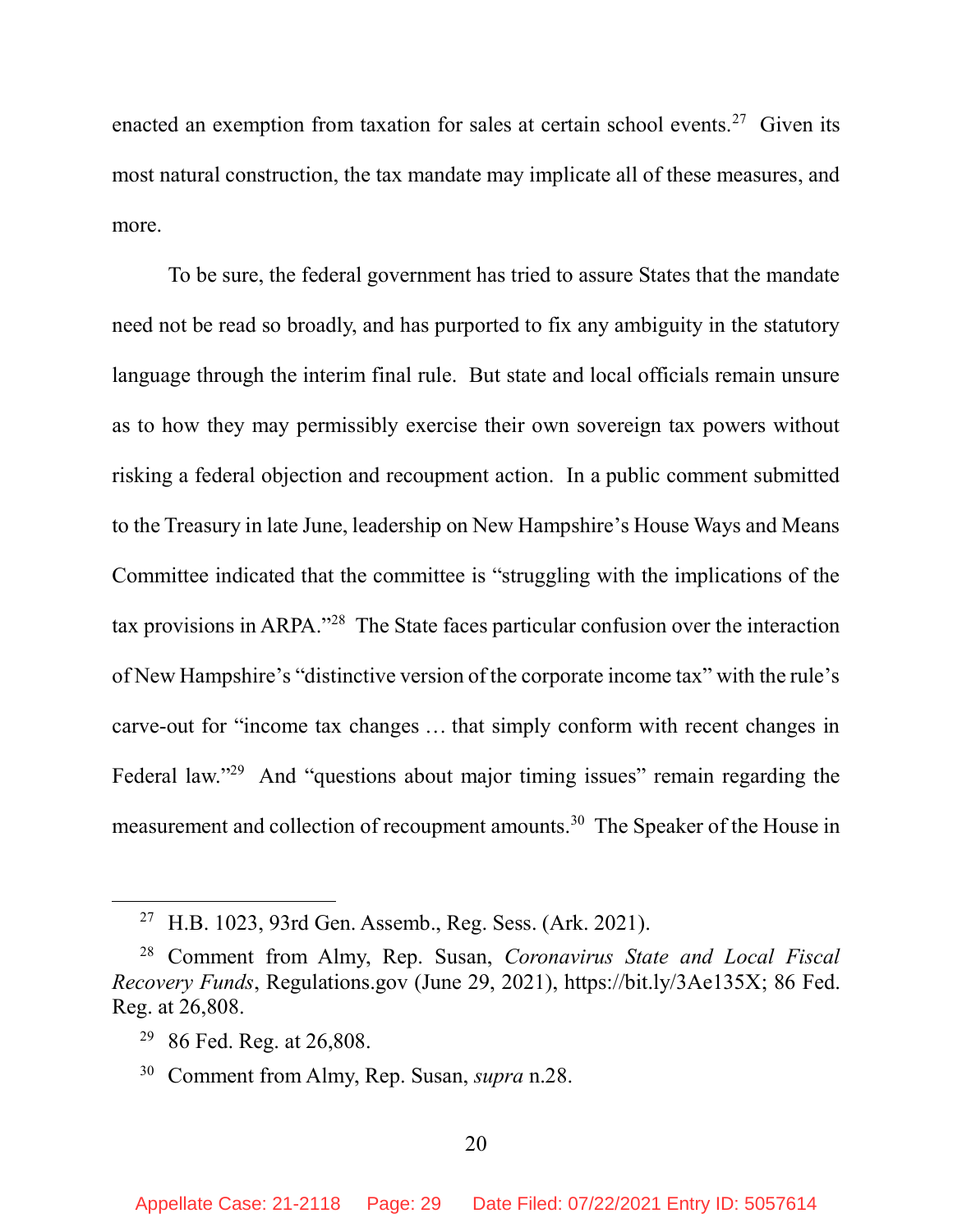enacted an exemption from taxation for sales at certain school events.[27] Given its most natural construction, the tax mandate may implicate all of these measures, and more.

To be sure, the federal government has tried to assure States that the mandate need not be read so broadly, and has purported to fix any ambiguity in the statutory language through the interim final rule. But state and local officials remain unsure as to how they may permissibly exercise their own sovereign tax powers without risking a federal objection and recoupment action. In a public comment submitted to the Treasury in late June, leadership on New Hampshire's House Ways and Means Committee indicated that the committee is "struggling with the implications of the tax provisions in ARPA."[28] The State faces particular confusion over the interaction of New Hampshire's "distinctive version of the corporate income tax" with the rule's carve-out for "income tax changes … that simply conform with recent changes in Federal law."[29] And "questions about major timing issues" remain regarding the measurement and collection of recoupment amounts.[30] The Speaker of the House in

---

[27] H.B. 1023, 93rd Gen. Assemb., Reg. Sess. (Ark. 2021).

[28] Comment from Almy, Rep. Susan, *Coronavirus State and Local Fiscal Recovery Funds*, Regulations.gov (June 29, 2021), https://bit.ly/3Ae135X; 86 Fed. Reg. at 26,808.

[29] 86 Fed. Reg. at 26,808.

[30] Comment from Almy, Rep. Susan, *supra* n.28.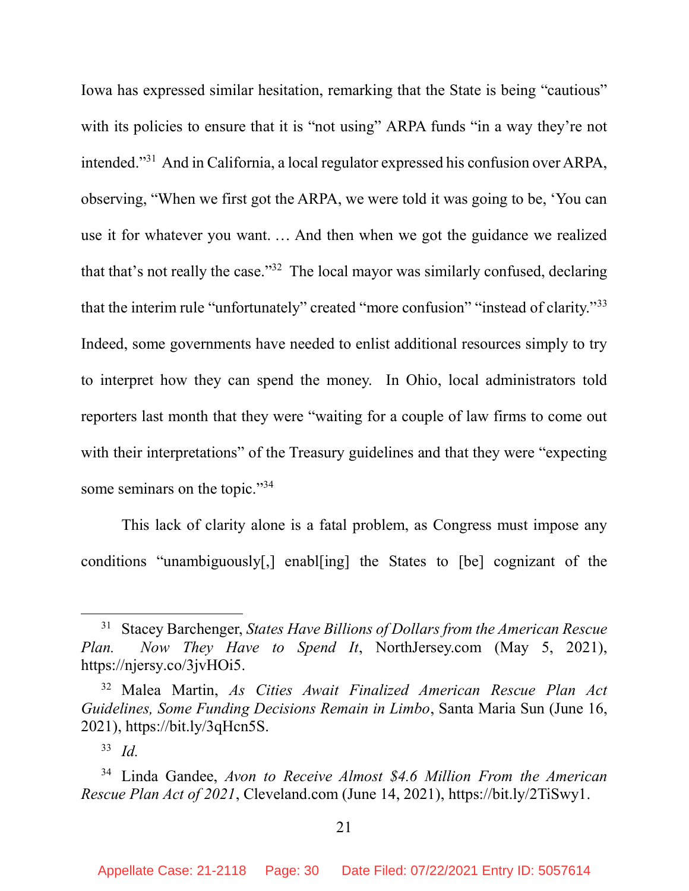Iowa has expressed similar hesitation, remarking that the State is being "cautious" with its policies to ensure that it is "not using" ARPA funds "in a way they're not intended."[31] And in California, a local regulator expressed his confusion over ARPA, observing, "When we first got the ARPA, we were told it was going to be, 'You can use it for whatever you want. … And then when we got the guidance we realized that that's not really the case."[32] The local mayor was similarly confused, declaring that the interim rule "unfortunately" created "more confusion" "instead of clarity."[33] Indeed, some governments have needed to enlist additional resources simply to try to interpret how they can spend the money. In Ohio, local administrators told reporters last month that they were "waiting for a couple of law firms to come out with their interpretations" of the Treasury guidelines and that they were "expecting some seminars on the topic."[34]

This lack of clarity alone is a fatal problem, as Congress must impose any conditions "unambiguously[,] enabl[ing] the States to [be] cognizant of the

---

[31] Stacey Barchenger, *States Have Billions of Dollars from the American Rescue Plan. Now They Have to Spend It*, NorthJersey.com (May 5, 2021), https://njersy.co/3jvHOi5.

[32] Malea Martin, *As Cities Await Finalized American Rescue Plan Act Guidelines, Some Funding Decisions Remain in Limbo*, Santa Maria Sun (June 16, 2021), https://bit.ly/3qHcn5S.

[33] *Id.*

[34] Linda Gandee, *Avon to Receive Almost $4.6 Million From the American Rescue Plan Act of 2021*, Cleveland.com (June 14, 2021), https://bit.ly/2TiSwy1.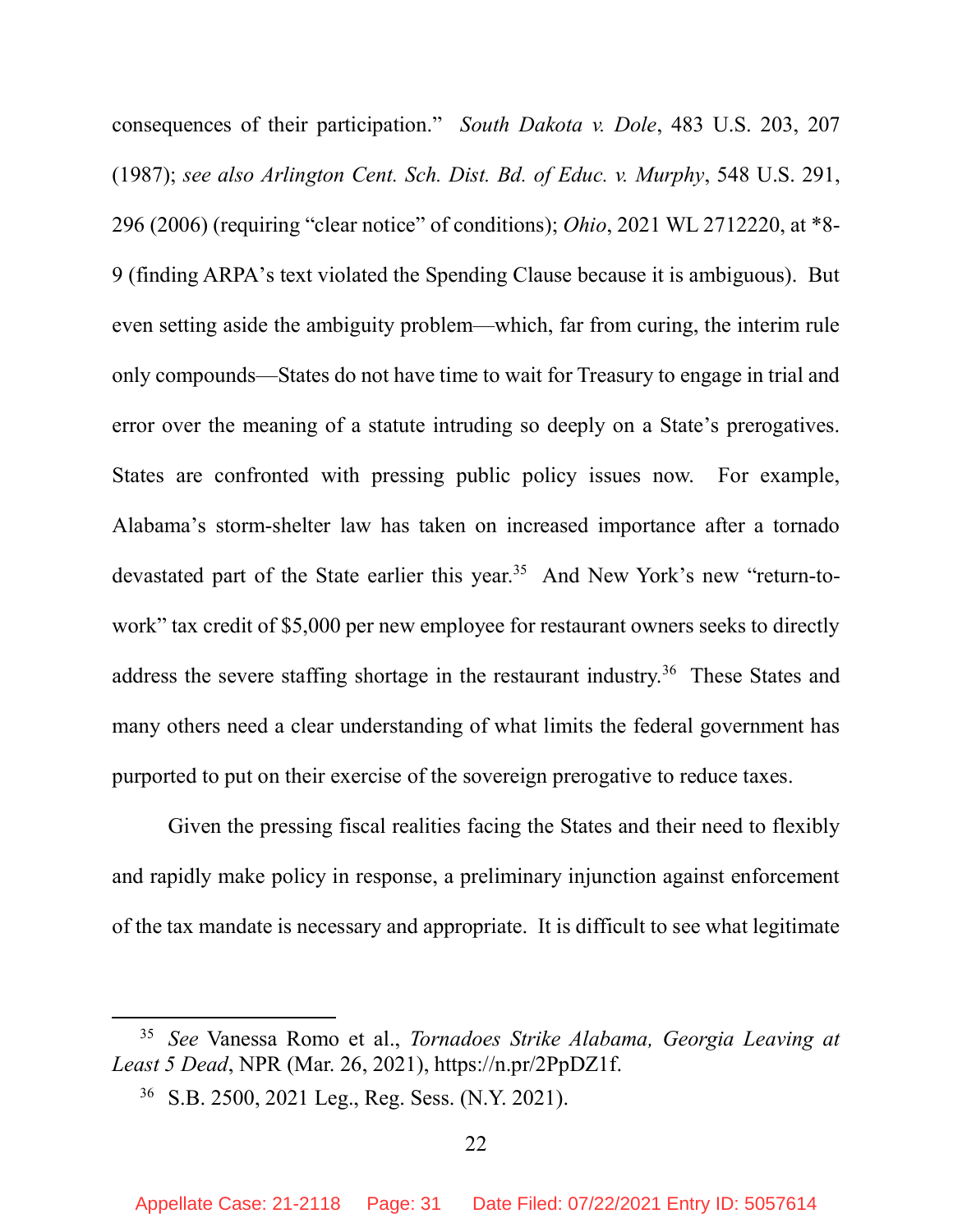consequences of their participation." *South Dakota v. Dole*, 483 U.S. 203, 207 (1987); *see also Arlington Cent. Sch. Dist. Bd. of Educ. v. Murphy*, 548 U.S. 291, 296 (2006) (requiring "clear notice" of conditions); *Ohio*, 2021 WL 2712220, at *8-9 (finding ARPA's text violated the Spending Clause because it is ambiguous). But even setting aside the ambiguity problem—which, far from curing, the interim rule only compounds—States do not have time to wait for Treasury to engage in trial and error over the meaning of a statute intruding so deeply on a State's prerogatives. States are confronted with pressing public policy issues now. For example, Alabama's storm-shelter law has taken on increased importance after a tornado devastated part of the State earlier this year.[35] And New York's new "return-to-work" tax credit of $5,000 per new employee for restaurant owners seeks to directly address the severe staffing shortage in the restaurant industry.[36] These States and many others need a clear understanding of what limits the federal government has purported to put on their exercise of the sovereign prerogative to reduce taxes.

Given the pressing fiscal realities facing the States and their need to flexibly and rapidly make policy in response, a preliminary injunction against enforcement of the tax mandate is necessary and appropriate. It is difficult to see what legitimate

---

[35] *See* Vanessa Romo et al., *Tornadoes Strike Alabama, Georgia Leaving at Least 5 Dead*, NPR (Mar. 26, 2021), https://n.pr/2PpDZ1f.

[36] S.B. 2500, 2021 Leg., Reg. Sess. (N.Y. 2021).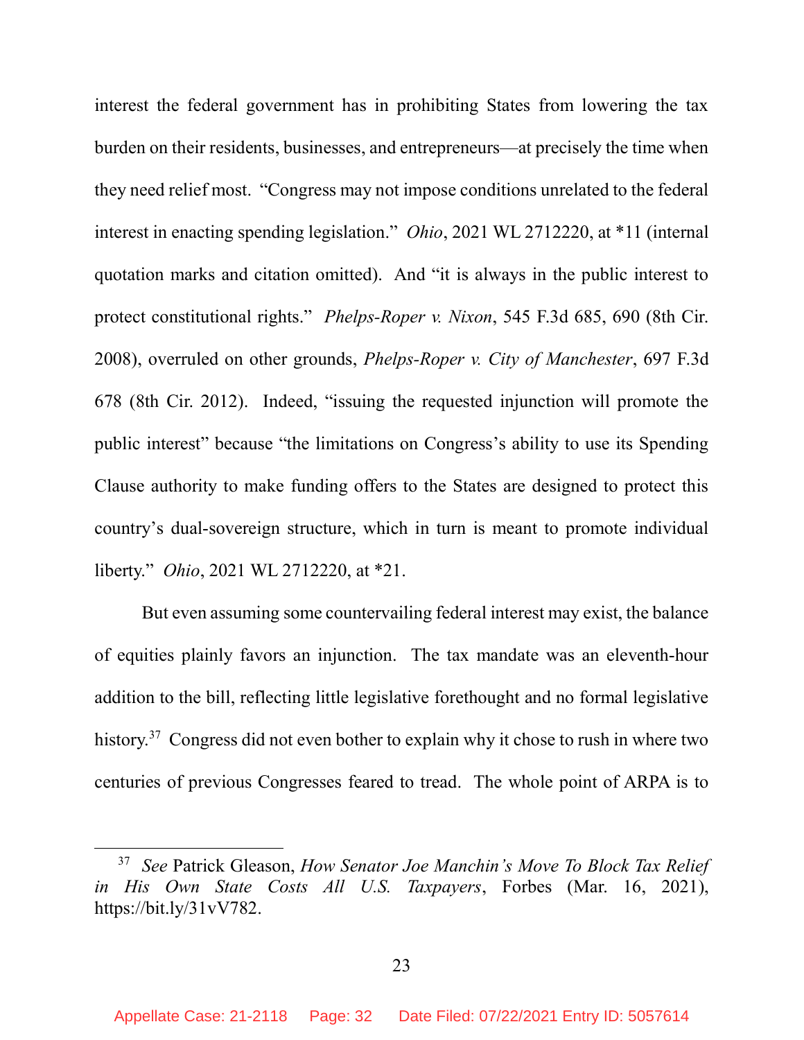interest the federal government has in prohibiting States from lowering the tax burden on their residents, businesses, and entrepreneurs—at precisely the time when they need relief most. "Congress may not impose conditions unrelated to the federal interest in enacting spending legislation." *Ohio*, 2021 WL 2712220, at *11 (internal quotation marks and citation omitted). And "it is always in the public interest to protect constitutional rights." *Phelps-Roper v. Nixon*, 545 F.3d 685, 690 (8th Cir. 2008), overruled on other grounds, *Phelps-Roper v. City of Manchester*, 697 F.3d 678 (8th Cir. 2012). Indeed, "issuing the requested injunction will promote the public interest" because "the limitations on Congress's ability to use its Spending Clause authority to make funding offers to the States are designed to protect this country's dual-sovereign structure, which in turn is meant to promote individual liberty." *Ohio*, 2021 WL 2712220, at *21.

But even assuming some countervailing federal interest may exist, the balance of equities plainly favors an injunction. The tax mandate was an eleventh-hour addition to the bill, reflecting little legislative forethought and no formal legislative history.[37] Congress did not even bother to explain why it chose to rush in where two centuries of previous Congresses feared to tread. The whole point of ARPA is to

---

[37] *See* Patrick Gleason, *How Senator Joe Manchin's Move To Block Tax Relief in His Own State Costs All U.S. Taxpayers*, Forbes (Mar. 16, 2021), https://bit.ly/31vV782.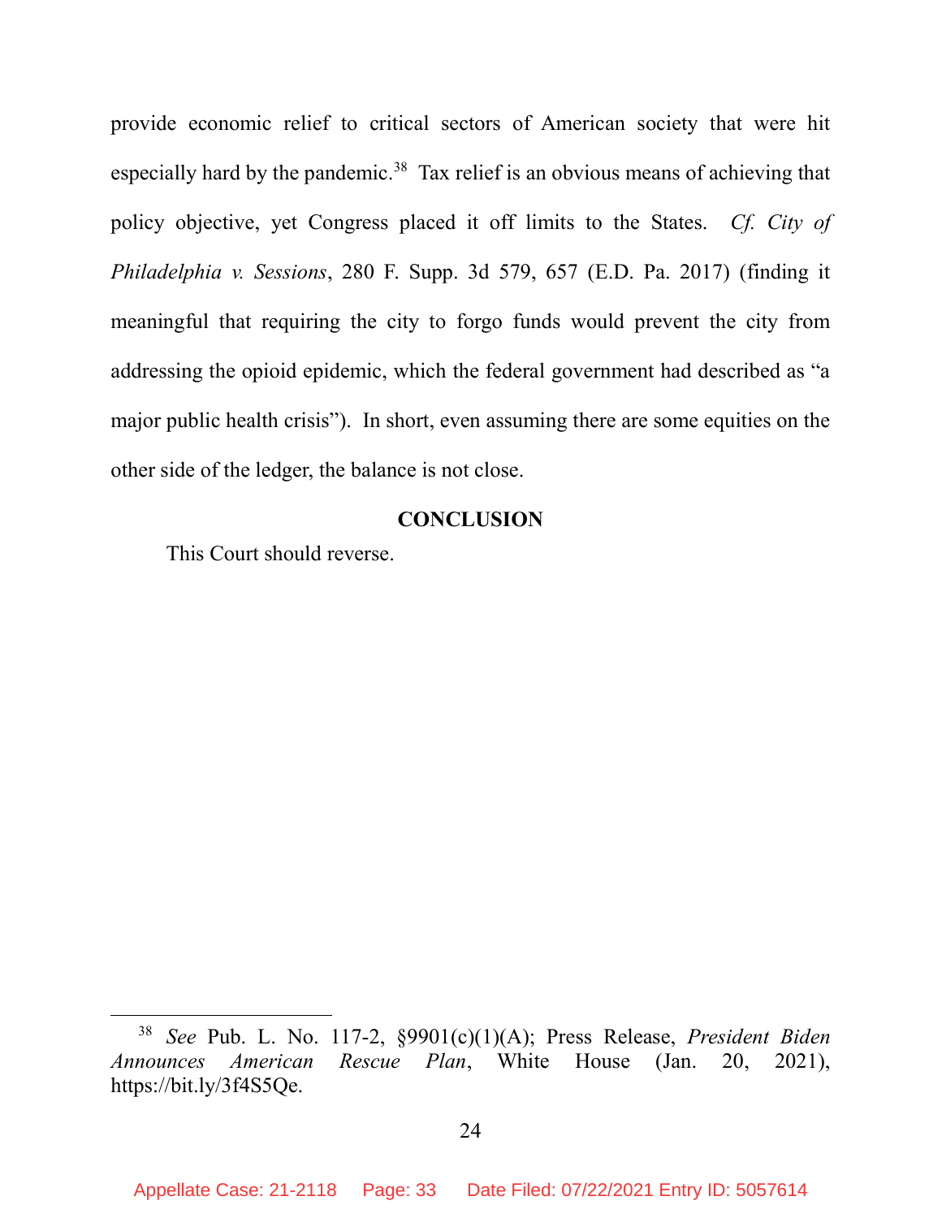provide economic relief to critical sectors of American society that were hit especially hard by the pandemic.[38] Tax relief is an obvious means of achieving that policy objective, yet Congress placed it off limits to the States. *Cf. City of Philadelphia v. Sessions*, 280 F. Supp. 3d 579, 657 (E.D. Pa. 2017) (finding it meaningful that requiring the city to forgo funds would prevent the city from addressing the opioid epidemic, which the federal government had described as "a major public health crisis"). In short, even assuming there are some equities on the other side of the ledger, the balance is not close.

## CONCLUSION

This Court should reverse.

---

[38] *See* Pub. L. No. 117-2, §9901(c)(1)(A); Press Release, *President Biden Announces American Rescue Plan*, White House (Jan. 20, 2021), https://bit.ly/3f4S5Qe.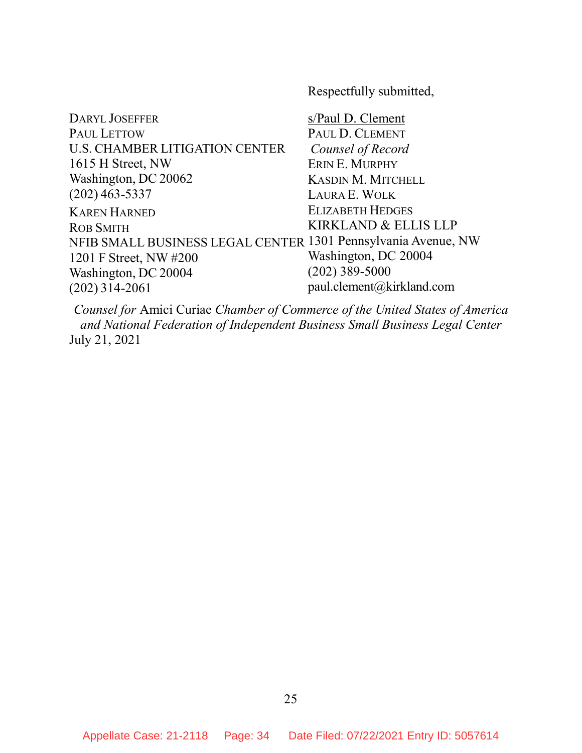Respectfully submitted,

s/Paul D. Clement
PAUL D. CLEMENT
*Counsel of Record*
ERIN E. MURPHY
KASDIN M. MITCHELL
LAURA E. WOLK
ELIZABETH HEDGES
KIRKLAND & ELLIS LLP
1301 Pennsylvania Avenue, NW
Washington, DC 20004
(202) 389-5000
paul.clement@kirkland.com

DARYL JOSEFFER
PAUL LETTOW
U.S. CHAMBER LITIGATION CENTER
1615 H Street, NW
Washington, DC 20062
(202) 463-5337

KAREN HARNED
ROB SMITH
NFIB SMALL BUSINESS LEGAL CENTER
1201 F Street, NW #200
Washington, DC 20004
(202) 314-2061

*Counsel for* Amici Curiae *Chamber of Commerce of the United States of America and National Federation of Independent Business Small Business Legal Center*

July 21, 2021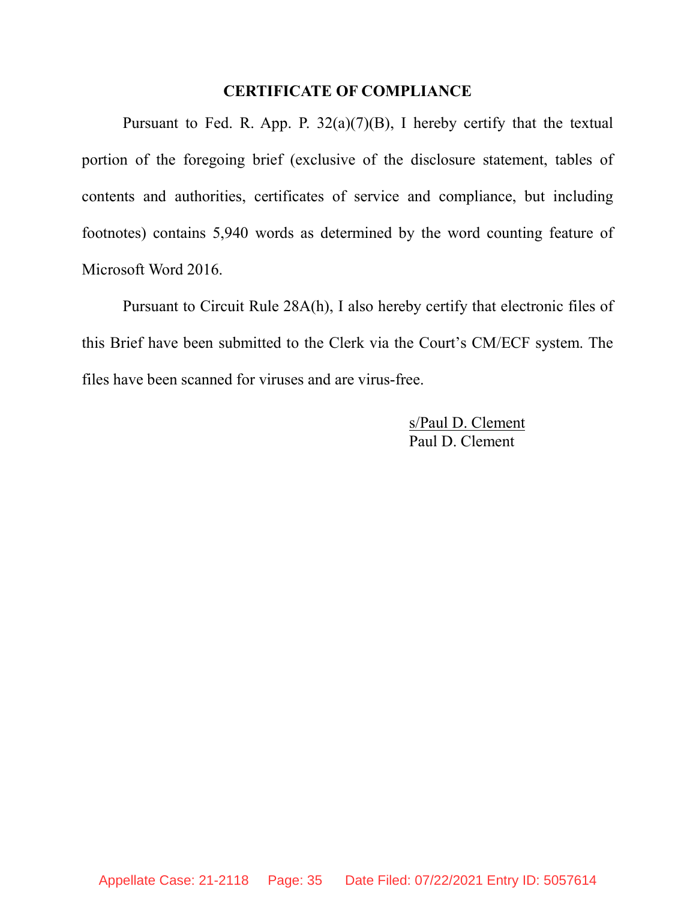## CERTIFICATE OF COMPLIANCE

Pursuant to Fed. R. App. P. 32(a)(7)(B), I hereby certify that the textual portion of the foregoing brief (exclusive of the disclosure statement, tables of contents and authorities, certificates of service and compliance, but including footnotes) contains 5,940 words as determined by the word counting feature of Microsoft Word 2016.

Pursuant to Circuit Rule 28A(h), I also hereby certify that electronic files of this Brief have been submitted to the Clerk via the Court's CM/ECF system. The files have been scanned for viruses and are virus-free.

s/Paul D. Clement
Paul D. Clement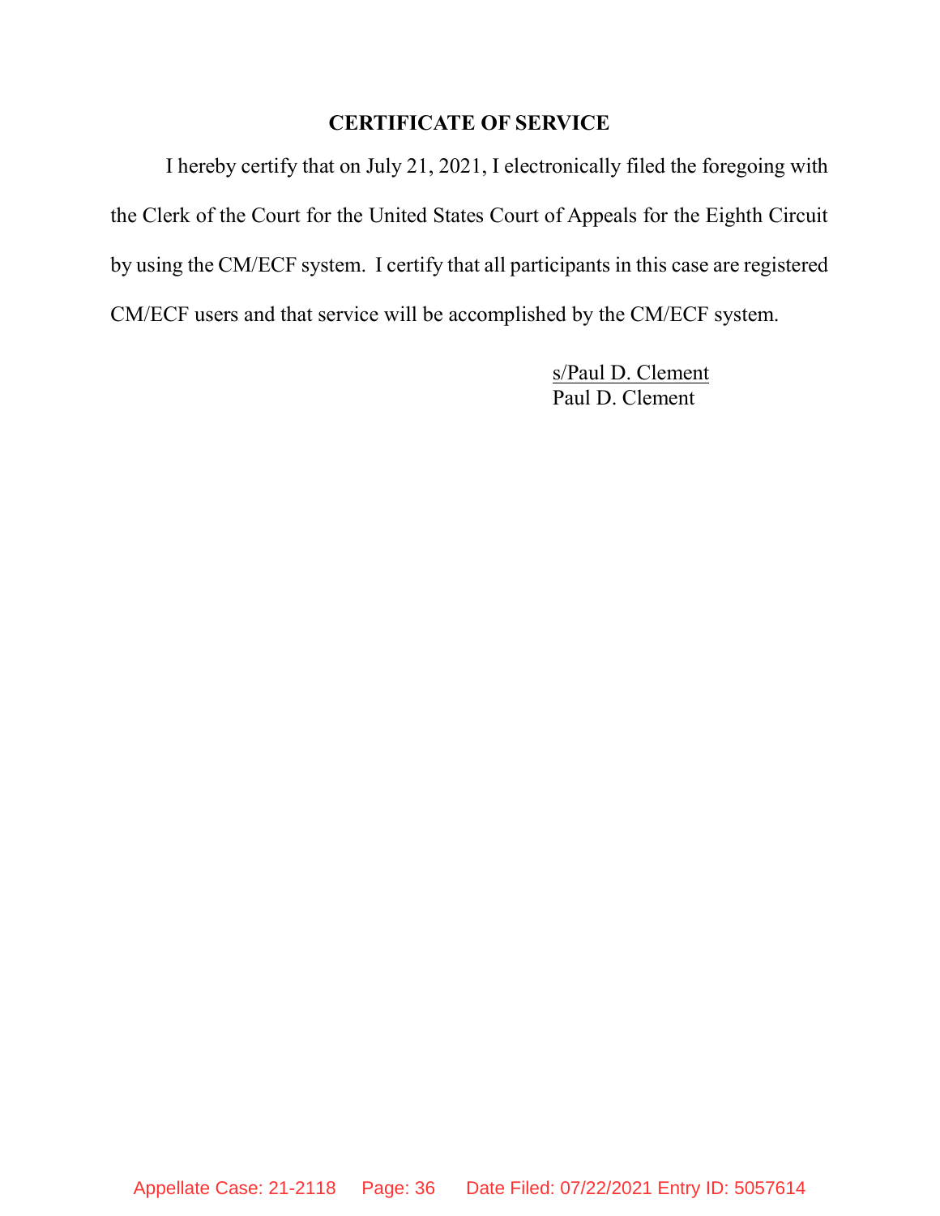## CERTIFICATE OF SERVICE

I hereby certify that on July 21, 2021, I electronically filed the foregoing with the Clerk of the Court for the United States Court of Appeals for the Eighth Circuit by using the CM/ECF system. I certify that all participants in this case are registered CM/ECF users and that service will be accomplished by the CM/ECF system.

s/Paul D. Clement
Paul D. Clement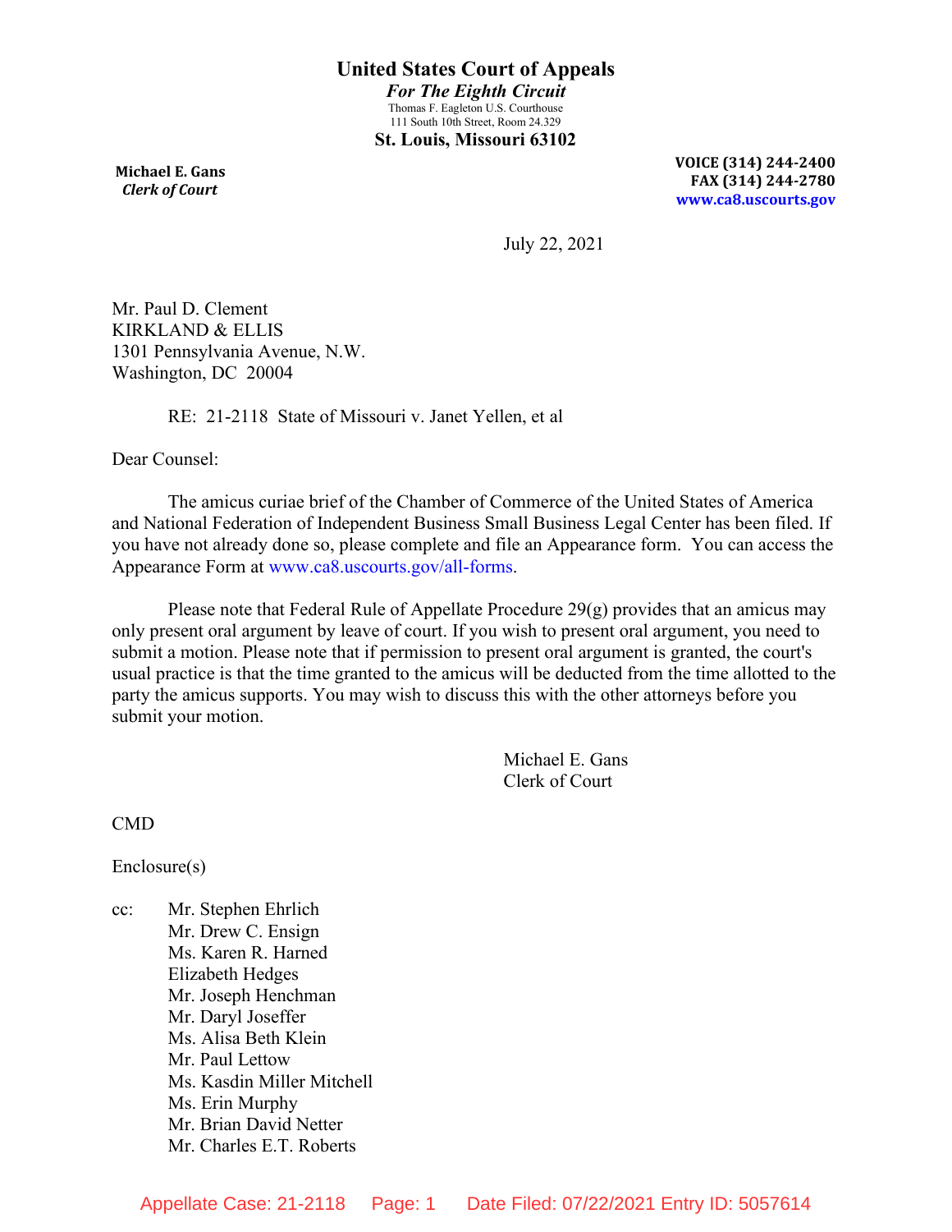# United States Court of Appeals

*For The Eighth Circuit*

Thomas F. Eagleton U.S. Courthouse
111 South 10th Street, Room 24.329

**St. Louis, Missouri 63102**

**Michael E. Gans**
***Clerk of Court***

**VOICE (314) 244-2400**
**FAX (314) 244-2780**
**www.ca8.uscourts.gov**

July 22, 2021

Mr. Paul D. Clement
KIRKLAND & ELLIS
1301 Pennsylvania Avenue, N.W.
Washington, DC 20004

RE: 21-2118 State of Missouri v. Janet Yellen, et al

Dear Counsel:

The amicus curiae brief of the Chamber of Commerce of the United States of America and National Federation of Independent Business Small Business Legal Center has been filed. If you have not already done so, please complete and file an Appearance form. You can access the Appearance Form at www.ca8.uscourts.gov/all-forms.

Please note that Federal Rule of Appellate Procedure 29(g) provides that an amicus may only present oral argument by leave of court. If you wish to present oral argument, you need to submit a motion. Please note that if permission to present oral argument is granted, the court's usual practice is that the time granted to the amicus will be deducted from the time allotted to the party the amicus supports. You may wish to discuss this with the other attorneys before you submit your motion.

Michael E. Gans
Clerk of Court

CMD

Enclosure(s)

cc: Mr. Stephen Ehrlich
Mr. Drew C. Ensign
Ms. Karen R. Harned
Elizabeth Hedges
Mr. Joseph Henchman
Mr. Daryl Joseffer
Ms. Alisa Beth Klein
Mr. Paul Lettow
Ms. Kasdin Miller Mitchell
Ms. Erin Murphy
Mr. Brian David Netter
Mr. Charles E.T. Roberts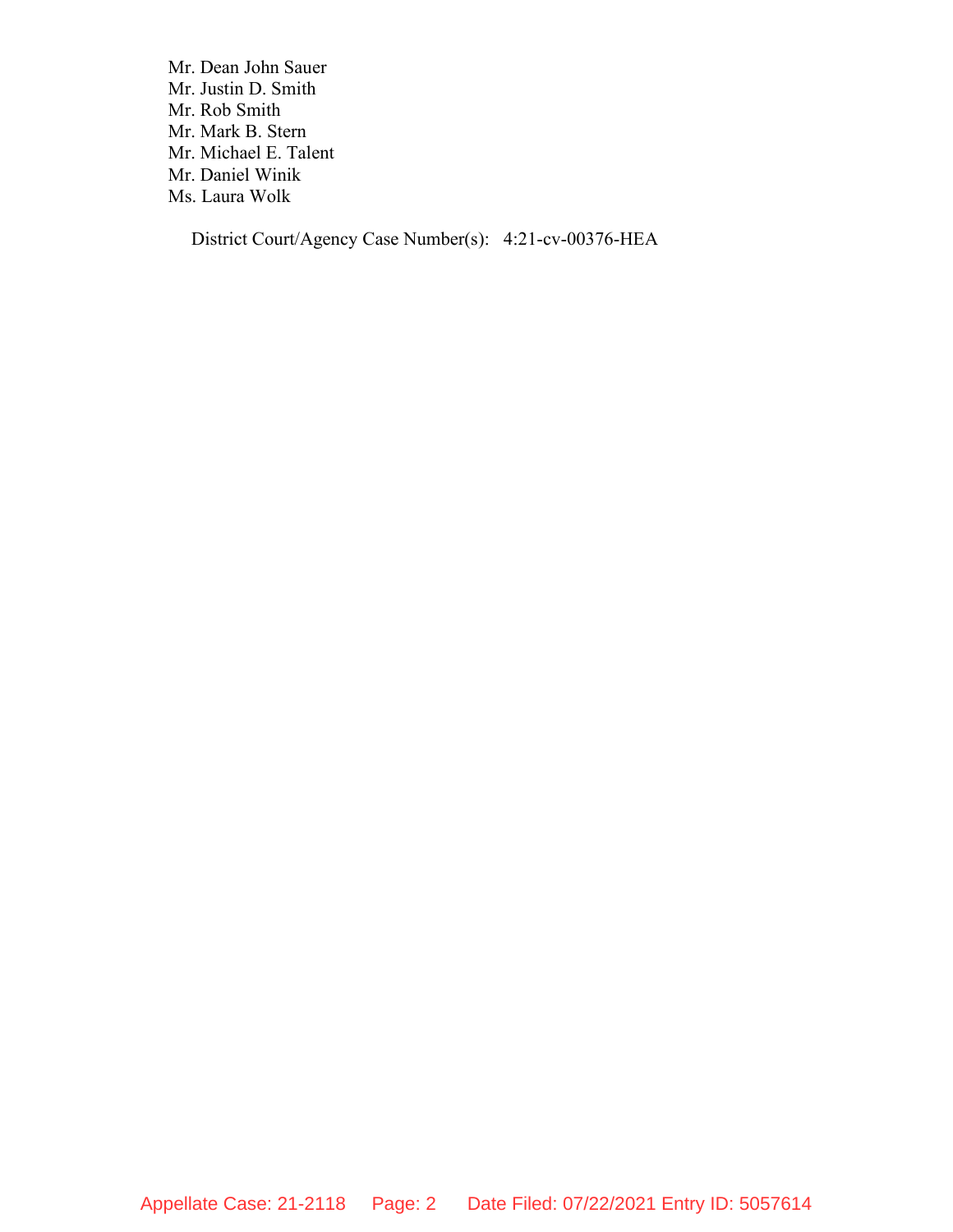Mr. Dean John Sauer
Mr. Justin D. Smith
Mr. Rob Smith
Mr. Mark B. Stern
Mr. Michael E. Talent
Mr. Daniel Winik
Ms. Laura Wolk

District Court/Agency Case Number(s): 4:21-cv-00376-HEA